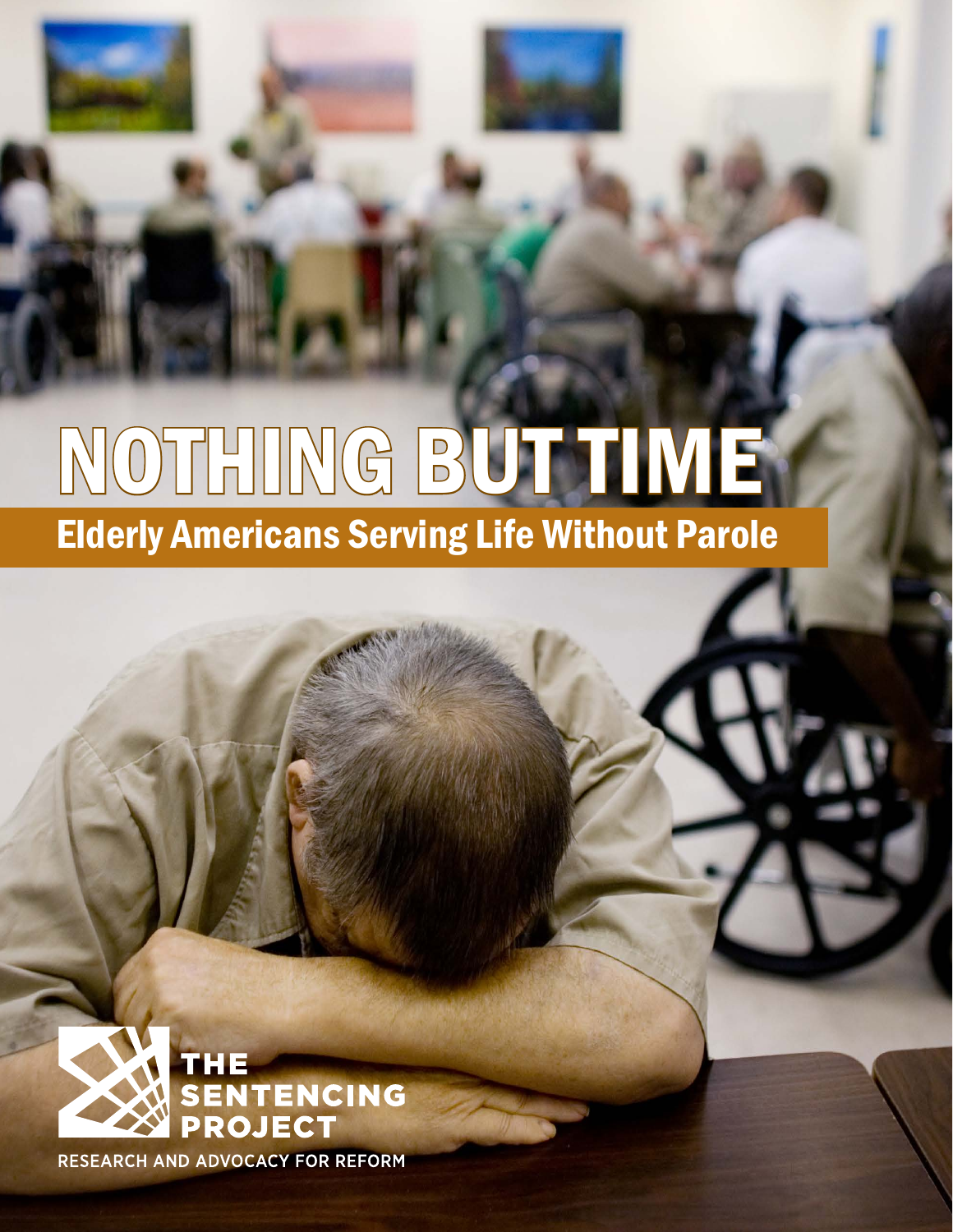# NOTHING BUT TIME

## Elderly Americans Serving Life Without Parole

THE SENTENCING PROJECT

RESEARCH AND ADVOCACY FOR REFORM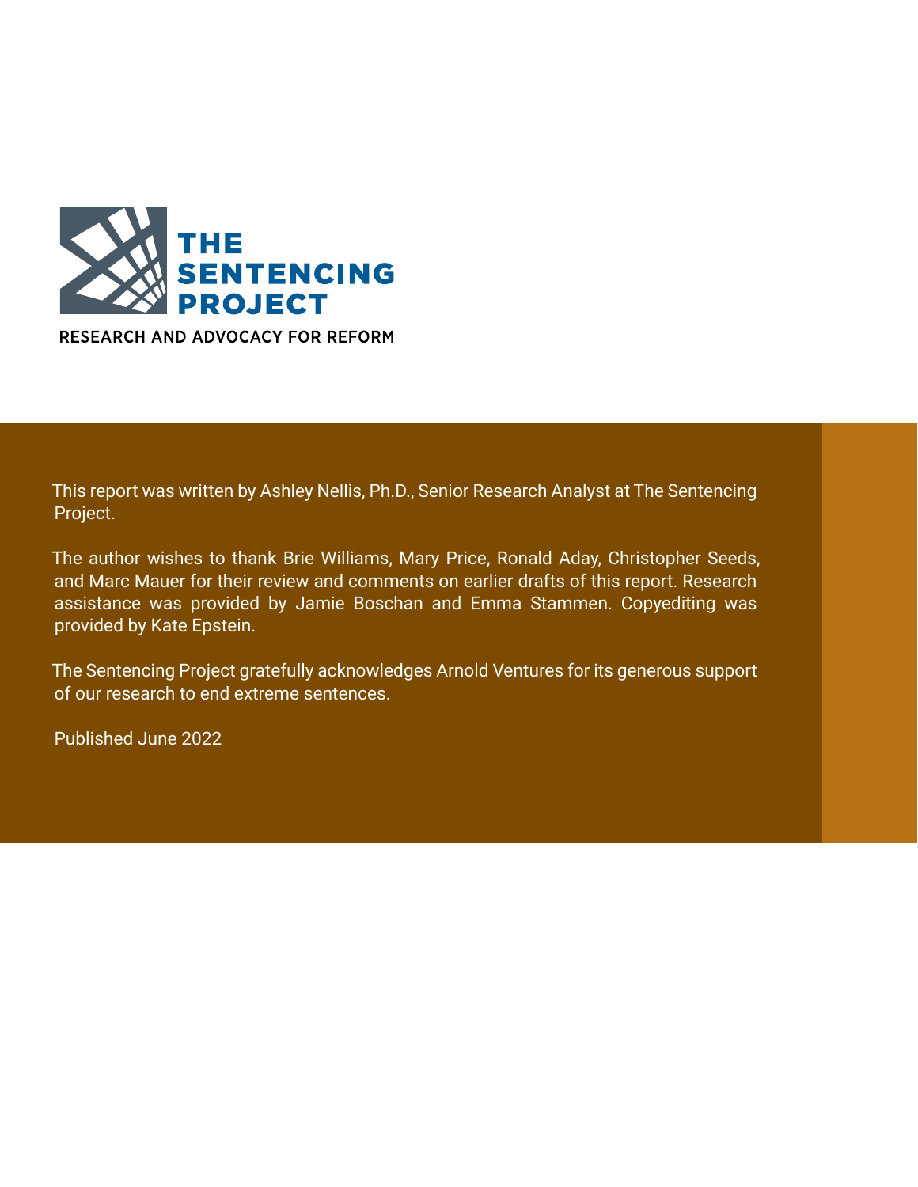THE SENTENCING PROJECT

RESEARCH AND ADVOCACY FOR REFORM

This report was written by Ashley Nellis, Ph.D., Senior Research Analyst at The Sentencing Project.

The author wishes to thank Brie Williams, Mary Price, Ronald Aday, Christopher Seeds, and Marc Mauer for their review and comments on earlier drafts of this report. Research assistance was provided by Jamie Boschan and Emma Stammen. Copyediting was provided by Kate Epstein.

The Sentencing Project gratefully acknowledges Arnold Ventures for its generous support of our research to end extreme sentences.

Published June 2022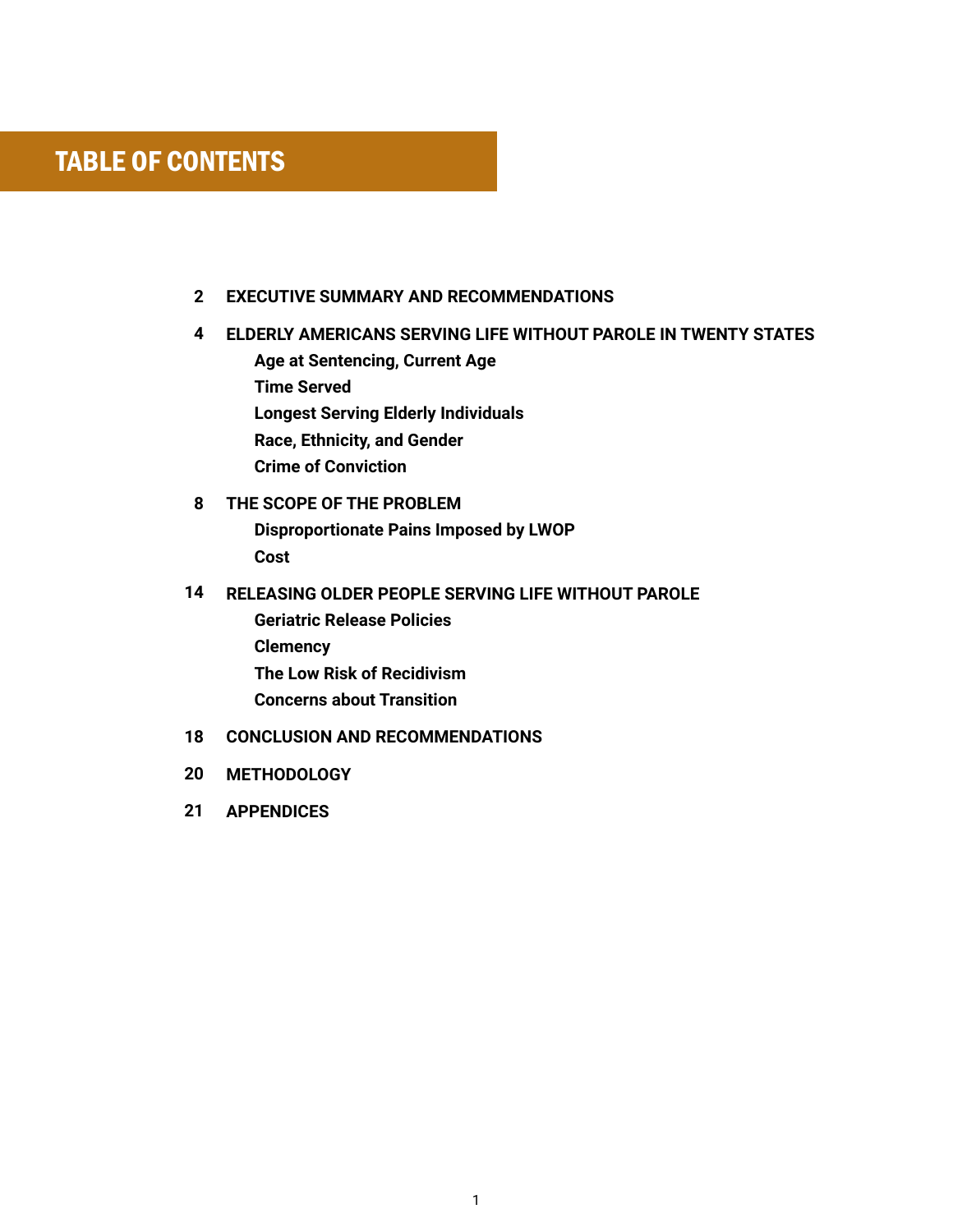# TABLE OF CONTENTS

**2 EXECUTIVE SUMMARY AND RECOMMENDATIONS**

**4 ELDERLY AMERICANS SERVING LIFE WITHOUT PAROLE IN TWENTY STATES**
- **Age at Sentencing, Current Age**
- **Time Served**
- **Longest Serving Elderly Individuals**
- **Race, Ethnicity, and Gender**
- **Crime of Conviction**

**8 THE SCOPE OF THE PROBLEM**
- **Disproportionate Pains Imposed by LWOP**
- **Cost**

**14 RELEASING OLDER PEOPLE SERVING LIFE WITHOUT PAROLE**
- **Geriatric Release Policies**
- **Clemency**
- **The Low Risk of Recidivism**
- **Concerns about Transition**

**18 CONCLUSION AND RECOMMENDATIONS**

**20 METHODOLOGY**

**21 APPENDICES**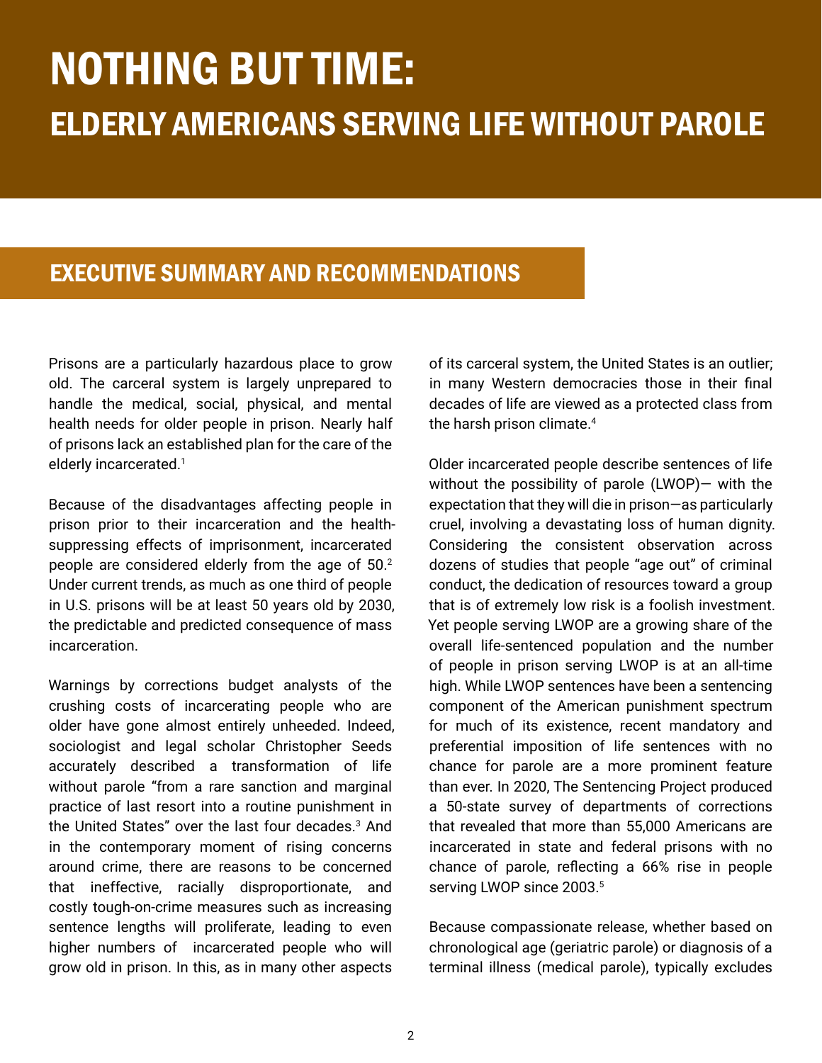# NOTHING BUT TIME:

## ELDERLY AMERICANS SERVING LIFE WITHOUT PAROLE

## EXECUTIVE SUMMARY AND RECOMMENDATIONS

Prisons are a particularly hazardous place to grow old. The carceral system is largely unprepared to handle the medical, social, physical, and mental health needs for older people in prison. Nearly half of prisons lack an established plan for the care of the elderly incarcerated.[1]

Because of the disadvantages affecting people in prison prior to their incarceration and the health-suppressing effects of imprisonment, incarcerated people are considered elderly from the age of 50.[2] Under current trends, as much as one third of people in U.S. prisons will be at least 50 years old by 2030, the predictable and predicted consequence of mass incarceration.

Warnings by corrections budget analysts of the crushing costs of incarcerating people who are older have gone almost entirely unheeded. Indeed, sociologist and legal scholar Christopher Seeds accurately described a transformation of life without parole "from a rare sanction and marginal practice of last resort into a routine punishment in the United States" over the last four decades.[3] And in the contemporary moment of rising concerns around crime, there are reasons to be concerned that ineffective, racially disproportionate, and costly tough-on-crime measures such as increasing sentence lengths will proliferate, leading to even higher numbers of incarcerated people who will grow old in prison. In this, as in many other aspects of its carceral system, the United States is an outlier; in many Western democracies those in their final decades of life are viewed as a protected class from the harsh prison climate.[4]

Older incarcerated people describe sentences of life without the possibility of parole (LWOP)— with the expectation that they will die in prison—as particularly cruel, involving a devastating loss of human dignity. Considering the consistent observation across dozens of studies that people "age out" of criminal conduct, the dedication of resources toward a group that is of extremely low risk is a foolish investment. Yet people serving LWOP are a growing share of the overall life-sentenced population and the number of people in prison serving LWOP is at an all-time high. While LWOP sentences have been a sentencing component of the American punishment spectrum for much of its existence, recent mandatory and preferential imposition of life sentences with no chance for parole are a more prominent feature than ever. In 2020, The Sentencing Project produced a 50-state survey of departments of corrections that revealed that more than 55,000 Americans are incarcerated in state and federal prisons with no chance of parole, reflecting a 66% rise in people serving LWOP since 2003.[5]

Because compassionate release, whether based on chronological age (geriatric parole) or diagnosis of a terminal illness (medical parole), typically excludes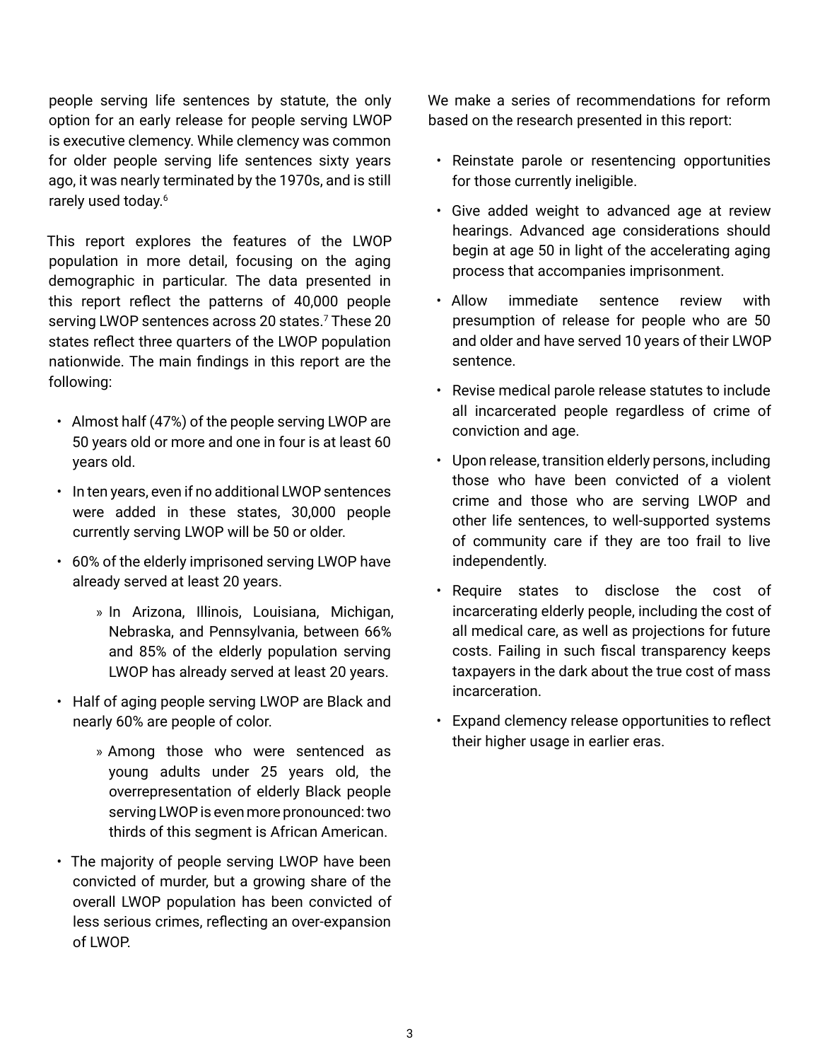people serving life sentences by statute, the only option for an early release for people serving LWOP is executive clemency. While clemency was common for older people serving life sentences sixty years ago, it was nearly terminated by the 1970s, and is still rarely used today.[6]

This report explores the features of the LWOP population in more detail, focusing on the aging demographic in particular. The data presented in this report reflect the patterns of 40,000 people serving LWOP sentences across 20 states.[7] These 20 states reflect three quarters of the LWOP population nationwide. The main findings in this report are the following:

- Almost half (47%) of the people serving LWOP are 50 years old or more and one in four is at least 60 years old.
- In ten years, even if no additional LWOP sentences were added in these states, 30,000 people currently serving LWOP will be 50 or older.
- 60% of the elderly imprisoned serving LWOP have already served at least 20 years.
  - In Arizona, Illinois, Louisiana, Michigan, Nebraska, and Pennsylvania, between 66% and 85% of the elderly population serving LWOP has already served at least 20 years.
- Half of aging people serving LWOP are Black and nearly 60% are people of color.
  - Among those who were sentenced as young adults under 25 years old, the overrepresentation of elderly Black people serving LWOP is even more pronounced: two thirds of this segment is African American.
- The majority of people serving LWOP have been convicted of murder, but a growing share of the overall LWOP population has been convicted of less serious crimes, reflecting an over-expansion of LWOP.

We make a series of recommendations for reform based on the research presented in this report:

- Reinstate parole or resentencing opportunities for those currently ineligible.
- Give added weight to advanced age at review hearings. Advanced age considerations should begin at age 50 in light of the accelerating aging process that accompanies imprisonment.
- Allow immediate sentence review with presumption of release for people who are 50 and older and have served 10 years of their LWOP sentence.
- Revise medical parole release statutes to include all incarcerated people regardless of crime of conviction and age.
- Upon release, transition elderly persons, including those who have been convicted of a violent crime and those who are serving LWOP and other life sentences, to well-supported systems of community care if they are too frail to live independently.
- Require states to disclose the cost of incarcerating elderly people, including the cost of all medical care, as well as projections for future costs. Failing in such fiscal transparency keeps taxpayers in the dark about the true cost of mass incarceration.
- Expand clemency release opportunities to reflect their higher usage in earlier eras.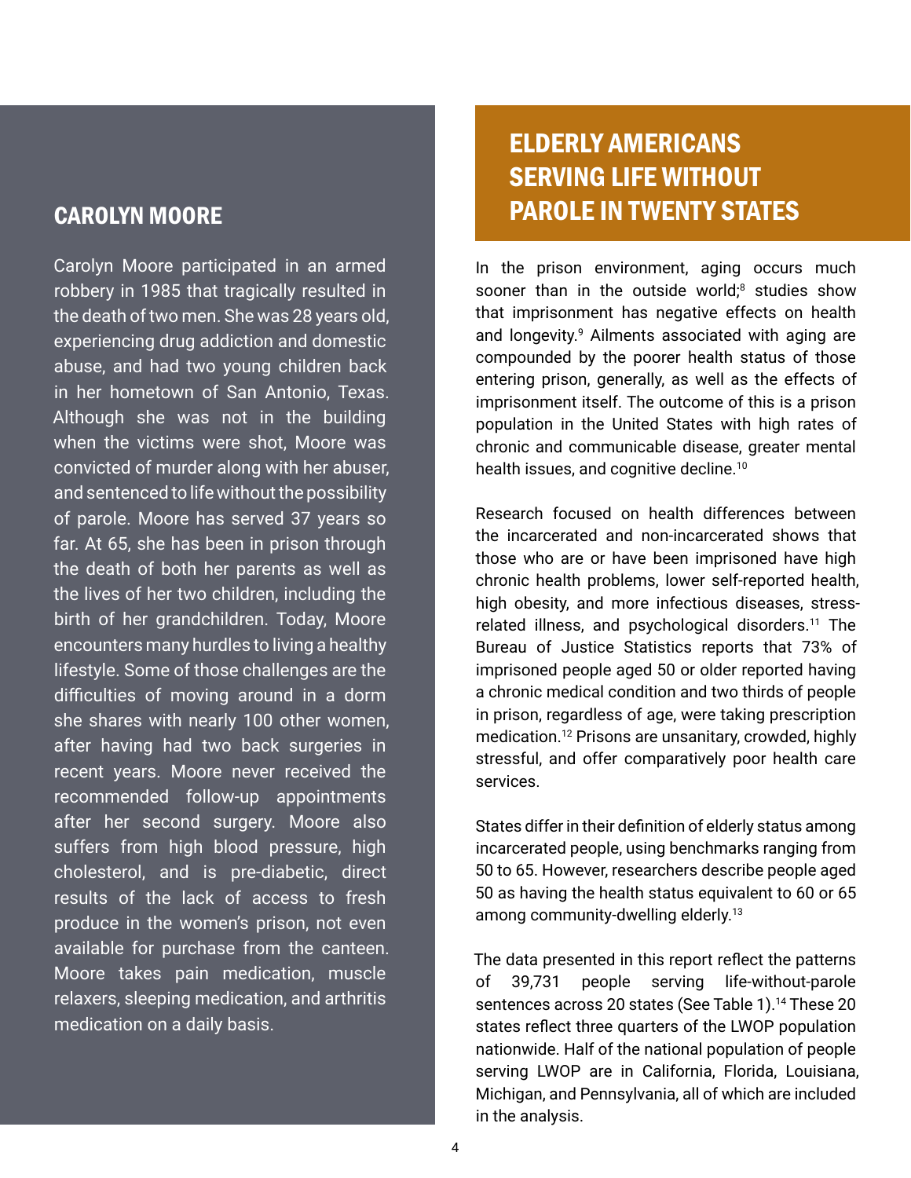## CAROLYN MOORE

Carolyn Moore participated in an armed robbery in 1985 that tragically resulted in the death of two men. She was 28 years old, experiencing drug addiction and domestic abuse, and had two young children back in her hometown of San Antonio, Texas. Although she was not in the building when the victims were shot, Moore was convicted of murder along with her abuser, and sentenced to life without the possibility of parole. Moore has served 37 years so far. At 65, she has been in prison through the death of both her parents as well as the lives of her two children, including the birth of her grandchildren. Today, Moore encounters many hurdles to living a healthy lifestyle. Some of those challenges are the difficulties of moving around in a dorm she shares with nearly 100 other women, after having had two back surgeries in recent years. Moore never received the recommended follow-up appointments after her second surgery. Moore also suffers from high blood pressure, high cholesterol, and is pre-diabetic, direct results of the lack of access to fresh produce in the women's prison, not even available for purchase from the canteen. Moore takes pain medication, muscle relaxers, sleeping medication, and arthritis medication on a daily basis.

## ELDERLY AMERICANS SERVING LIFE WITHOUT PAROLE IN TWENTY STATES

In the prison environment, aging occurs much sooner than in the outside world;[8] studies show that imprisonment has negative effects on health and longevity.[9] Ailments associated with aging are compounded by the poorer health status of those entering prison, generally, as well as the effects of imprisonment itself. The outcome of this is a prison population in the United States with high rates of chronic and communicable disease, greater mental health issues, and cognitive decline.[10]

Research focused on health differences between the incarcerated and non-incarcerated shows that those who are or have been imprisoned have high chronic health problems, lower self-reported health, high obesity, and more infectious diseases, stress-related illness, and psychological disorders.[11] The Bureau of Justice Statistics reports that 73% of imprisoned people aged 50 or older reported having a chronic medical condition and two thirds of people in prison, regardless of age, were taking prescription medication.[12] Prisons are unsanitary, crowded, highly stressful, and offer comparatively poor health care services.

States differ in their definition of elderly status among incarcerated people, using benchmarks ranging from 50 to 65. However, researchers describe people aged 50 as having the health status equivalent to 60 or 65 among community-dwelling elderly.[13]

The data presented in this report reflect the patterns of 39,731 people serving life-without-parole sentences across 20 states (See Table 1).[14] These 20 states reflect three quarters of the LWOP population nationwide. Half of the national population of people serving LWOP are in California, Florida, Louisiana, Michigan, and Pennsylvania, all of which are included in the analysis.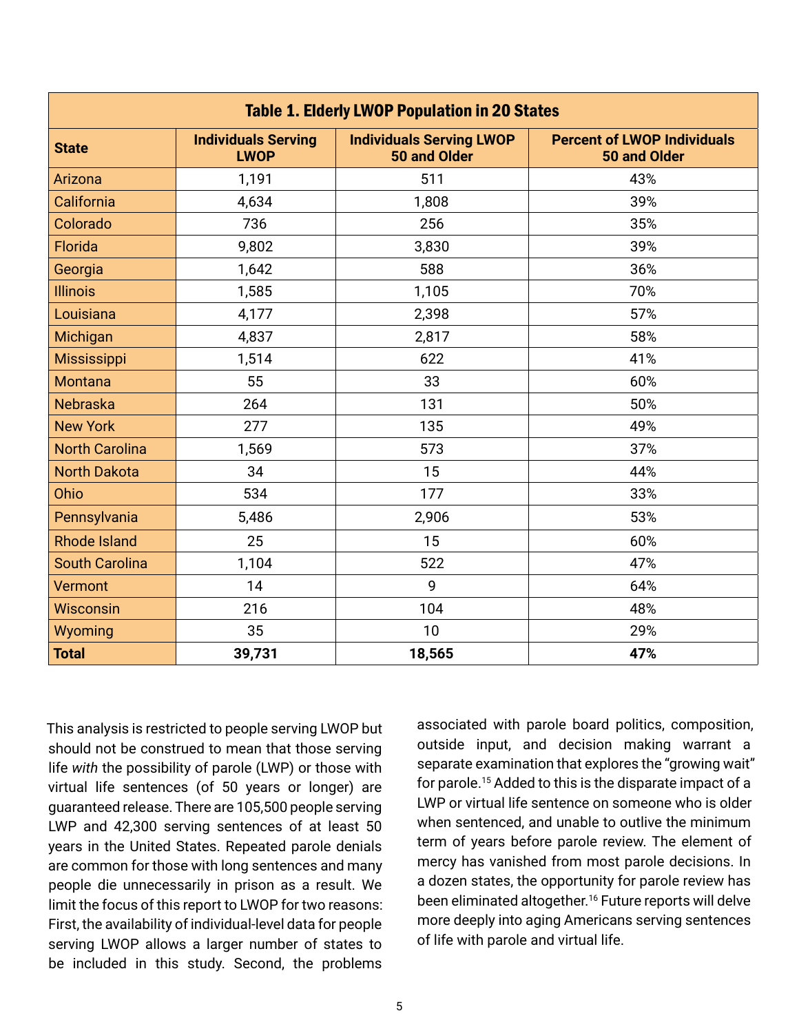**Table 1. Elderly LWOP Population in 20 States**

| State | Individuals Serving LWOP | Individuals Serving LWOP 50 and Older | Percent of LWOP Individuals 50 and Older |
|---|---|---|---|
| Arizona | 1,191 | 511 | 43% |
| California | 4,634 | 1,808 | 39% |
| Colorado | 736 | 256 | 35% |
| Florida | 9,802 | 3,830 | 39% |
| Georgia | 1,642 | 588 | 36% |
| Illinois | 1,585 | 1,105 | 70% |
| Louisiana | 4,177 | 2,398 | 57% |
| Michigan | 4,837 | 2,817 | 58% |
| Mississippi | 1,514 | 622 | 41% |
| Montana | 55 | 33 | 60% |
| Nebraska | 264 | 131 | 50% |
| New York | 277 | 135 | 49% |
| North Carolina | 1,569 | 573 | 37% |
| North Dakota | 34 | 15 | 44% |
| Ohio | 534 | 177 | 33% |
| Pennsylvania | 5,486 | 2,906 | 53% |
| Rhode Island | 25 | 15 | 60% |
| South Carolina | 1,104 | 522 | 47% |
| Vermont | 14 | 9 | 64% |
| Wisconsin | 216 | 104 | 48% |
| Wyoming | 35 | 10 | 29% |
| **Total** | **39,731** | **18,565** | **47%** |

This analysis is restricted to people serving LWOP but should not be construed to mean that those serving life *with* the possibility of parole (LWP) or those with virtual life sentences (of 50 years or longer) are guaranteed release. There are 105,500 people serving LWP and 42,300 serving sentences of at least 50 years in the United States. Repeated parole denials are common for those with long sentences and many people die unnecessarily in prison as a result. We limit the focus of this report to LWOP for two reasons: First, the availability of individual-level data for people serving LWOP allows a larger number of states to be included in this study. Second, the problems associated with parole board politics, composition, outside input, and decision making warrant a separate examination that explores the "growing wait" for parole.[15] Added to this is the disparate impact of a LWP or virtual life sentence on someone who is older when sentenced, and unable to outlive the minimum term of years before parole review. The element of mercy has vanished from most parole decisions. In a dozen states, the opportunity for parole review has been eliminated altogether.[16] Future reports will delve more deeply into aging Americans serving sentences of life with parole and virtual life.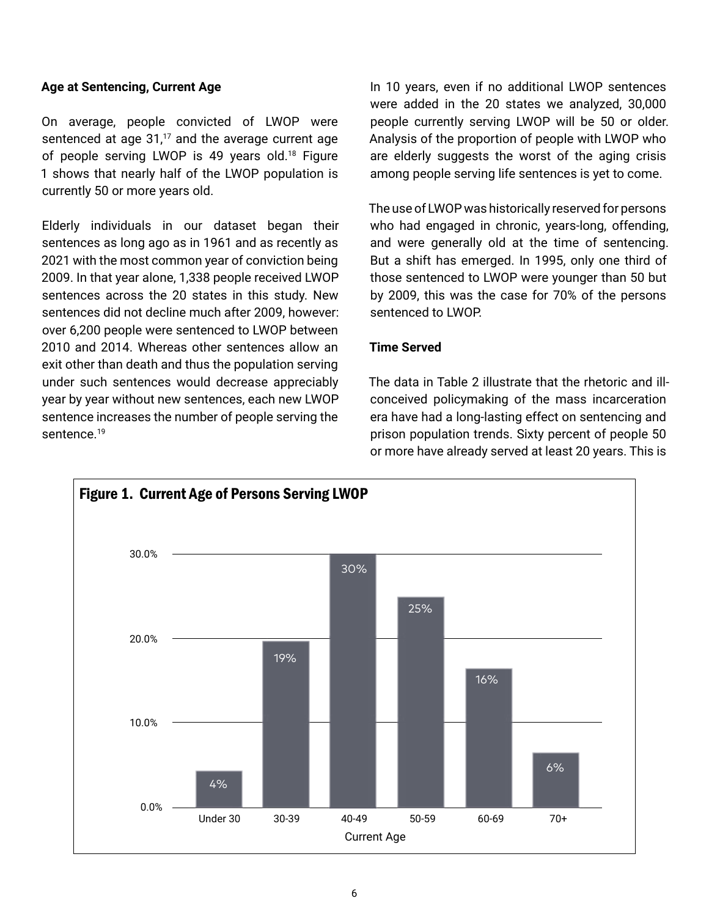**Age at Sentencing, Current Age**

On average, people convicted of LWOP were sentenced at age 31,[17] and the average current age of people serving LWOP is 49 years old.[18] Figure 1 shows that nearly half of the LWOP population is currently 50 or more years old.

Elderly individuals in our dataset began their sentences as long ago as in 1961 and as recently as 2021 with the most common year of conviction being 2009. In that year alone, 1,338 people received LWOP sentences across the 20 states in this study. New sentences did not decline much after 2009, however: over 6,200 people were sentenced to LWOP between 2010 and 2014. Whereas other sentences allow an exit other than death and thus the population serving under such sentences would decrease appreciably year by year without new sentences, each new LWOP sentence increases the number of people serving the sentence.[19]

In 10 years, even if no additional LWOP sentences were added in the 20 states we analyzed, 30,000 people currently serving LWOP will be 50 or older. Analysis of the proportion of people with LWOP who are elderly suggests the worst of the aging crisis among people serving life sentences is yet to come.

The use of LWOP was historically reserved for persons who had engaged in chronic, years-long, offending, and were generally old at the time of sentencing. But a shift has emerged. In 1995, only one third of those sentenced to LWOP were younger than 50 but by 2009, this was the case for 70% of the persons sentenced to LWOP.

**Time Served**

The data in Table 2 illustrate that the rhetoric and ill-conceived policymaking of the mass incarceration era have had a long-lasting effect on sentencing and prison population trends. Sixty percent of people 50 or more have already served at least 20 years. This is

**Figure 1. Current Age of Persons Serving LWOP**

| Current Age | Percent |
|---|---|
| Under 30 | 4% |
| 30-39 | 19% |
| 40-49 | 30% |
| 50-59 | 25% |
| 60-69 | 16% |
| 70+ | 6% |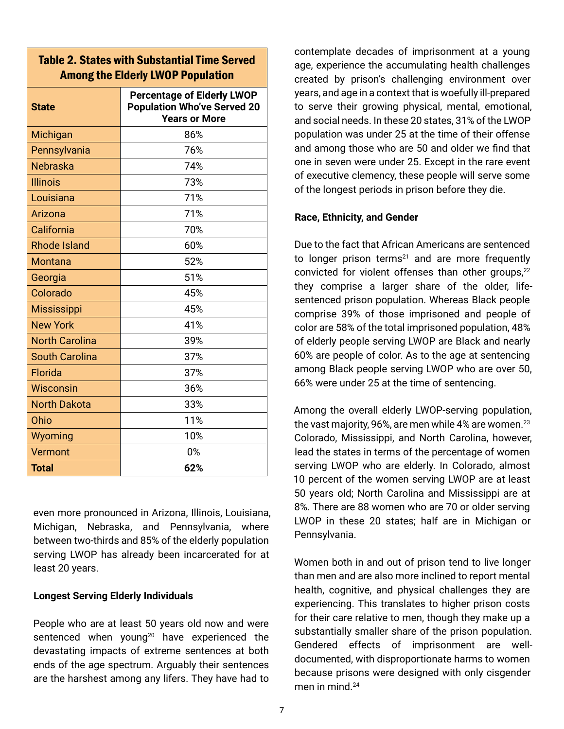**Table 2. States with Substantial Time Served Among the Elderly LWOP Population**

| State | Percentage of Elderly LWOP Population Who've Served 20 Years or More |
|---|---|
| Michigan | 86% |
| Pennsylvania | 76% |
| Nebraska | 74% |
| Illinois | 73% |
| Louisiana | 71% |
| Arizona | 71% |
| California | 70% |
| Rhode Island | 60% |
| Montana | 52% |
| Georgia | 51% |
| Colorado | 45% |
| Mississippi | 45% |
| New York | 41% |
| North Carolina | 39% |
| South Carolina | 37% |
| Florida | 37% |
| Wisconsin | 36% |
| North Dakota | 33% |
| Ohio | 11% |
| Wyoming | 10% |
| Vermont | 0% |
| **Total** | **62%** |

even more pronounced in Arizona, Illinois, Louisiana, Michigan, Nebraska, and Pennsylvania, where between two-thirds and 85% of the elderly population serving LWOP has already been incarcerated for at least 20 years.

**Longest Serving Elderly Individuals**

People who are at least 50 years old now and were sentenced when young[20] have experienced the devastating impacts of extreme sentences at both ends of the age spectrum. Arguably their sentences are the harshest among any lifers. They have had to contemplate decades of imprisonment at a young age, experience the accumulating health challenges created by prison's challenging environment over years, and age in a context that is woefully ill-prepared to serve their growing physical, mental, emotional, and social needs. In these 20 states, 31% of the LWOP population was under 25 at the time of their offense and among those who are 50 and older we find that one in seven were under 25. Except in the rare event of executive clemency, these people will serve some of the longest periods in prison before they die.

**Race, Ethnicity, and Gender**

Due to the fact that African Americans are sentenced to longer prison terms[21] and are more frequently convicted for violent offenses than other groups,[22] they comprise a larger share of the older, life-sentenced prison population. Whereas Black people comprise 39% of those imprisoned and people of color are 58% of the total imprisoned population, 48% of elderly people serving LWOP are Black and nearly 60% are people of color. As to the age at sentencing among Black people serving LWOP who are over 50, 66% were under 25 at the time of sentencing.

Among the overall elderly LWOP-serving population, the vast majority, 96%, are men while 4% are women.[23] Colorado, Mississippi, and North Carolina, however, lead the states in terms of the percentage of women serving LWOP who are elderly. In Colorado, almost 10 percent of the women serving LWOP are at least 50 years old; North Carolina and Mississippi are at 8%. There are 88 women who are 70 or older serving LWOP in these 20 states; half are in Michigan or Pennsylvania.

Women both in and out of prison tend to live longer than men and are also more inclined to report mental health, cognitive, and physical challenges they are experiencing. This translates to higher prison costs for their care relative to men, though they make up a substantially smaller share of the prison population. Gendered effects of imprisonment are well-documented, with disproportionate harms to women because prisons were designed with only cisgender men in mind.[24]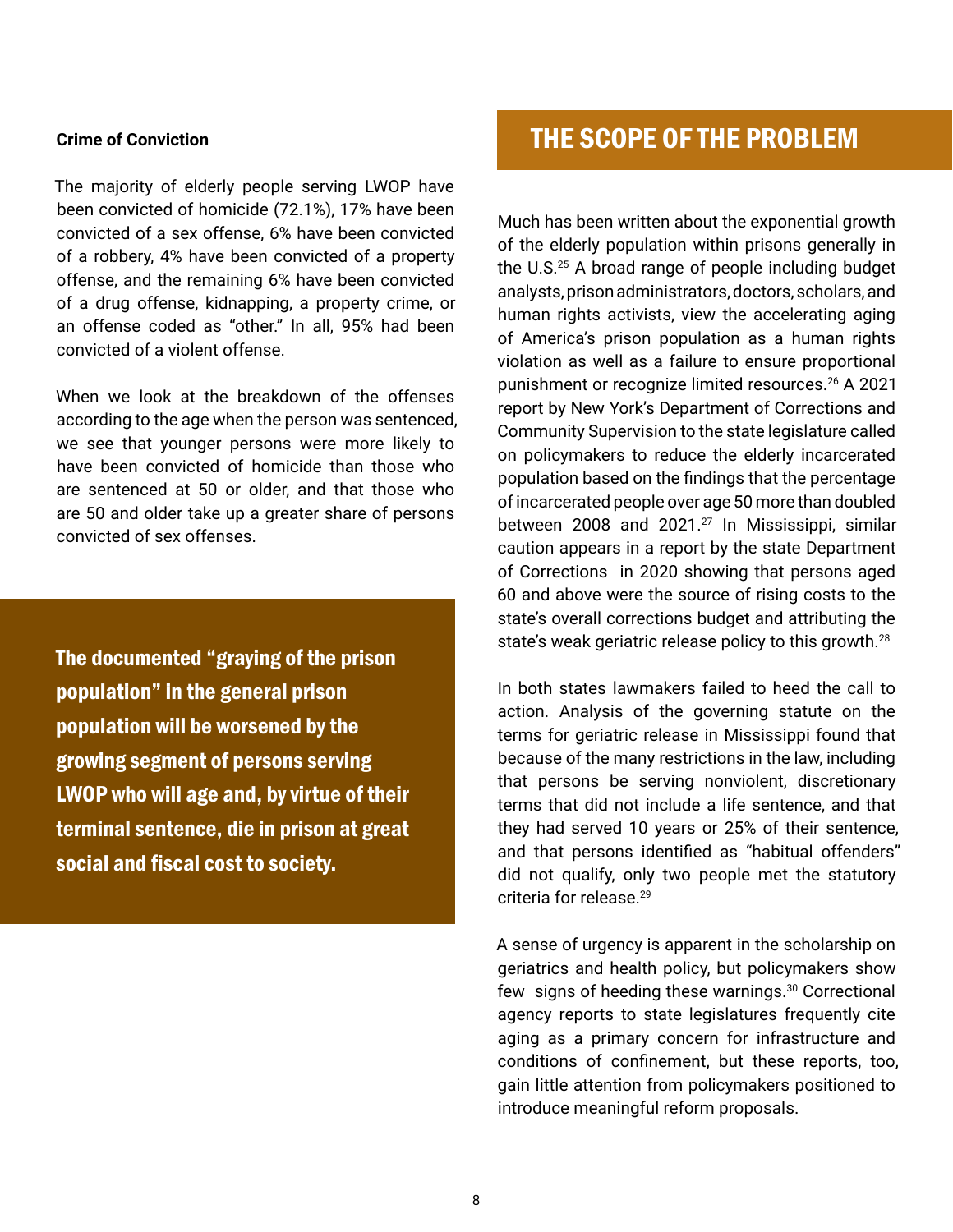### Crime of Conviction

The majority of elderly people serving LWOP have been convicted of homicide (72.1%), 17% have been convicted of a sex offense, 6% have been convicted of a robbery, 4% have been convicted of a property offense, and the remaining 6% have been convicted of a drug offense, kidnapping, a property crime, or an offense coded as "other." In all, 95% had been convicted of a violent offense.

When we look at the breakdown of the offenses according to the age when the person was sentenced, we see that younger persons were more likely to have been convicted of homicide than those who are sentenced at 50 or older, and that those who are 50 and older take up a greater share of persons convicted of sex offenses.

**The documented "graying of the prison population" in the general prison population will be worsened by the growing segment of persons serving LWOP who will age and, by virtue of their terminal sentence, die in prison at great social and fiscal cost to society.**

## THE SCOPE OF THE PROBLEM

Much has been written about the exponential growth of the elderly population within prisons generally in the U.S.[25] A broad range of people including budget analysts, prison administrators, doctors, scholars, and human rights activists, view the accelerating aging of America's prison population as a human rights violation as well as a failure to ensure proportional punishment or recognize limited resources.[26] A 2021 report by New York's Department of Corrections and Community Supervision to the state legislature called on policymakers to reduce the elderly incarcerated population based on the findings that the percentage of incarcerated people over age 50 more than doubled between 2008 and 2021.[27] In Mississippi, similar caution appears in a report by the state Department of Corrections in 2020 showing that persons aged 60 and above were the source of rising costs to the state's overall corrections budget and attributing the state's weak geriatric release policy to this growth.[28]

In both states lawmakers failed to heed the call to action. Analysis of the governing statute on the terms for geriatric release in Mississippi found that because of the many restrictions in the law, including that persons be serving nonviolent, discretionary terms that did not include a life sentence, and that they had served 10 years or 25% of their sentence, and that persons identified as "habitual offenders" did not qualify, only two people met the statutory criteria for release.[29]

A sense of urgency is apparent in the scholarship on geriatrics and health policy, but policymakers show few signs of heeding these warnings.[30] Correctional agency reports to state legislatures frequently cite aging as a primary concern for infrastructure and conditions of confinement, but these reports, too, gain little attention from policymakers positioned to introduce meaningful reform proposals.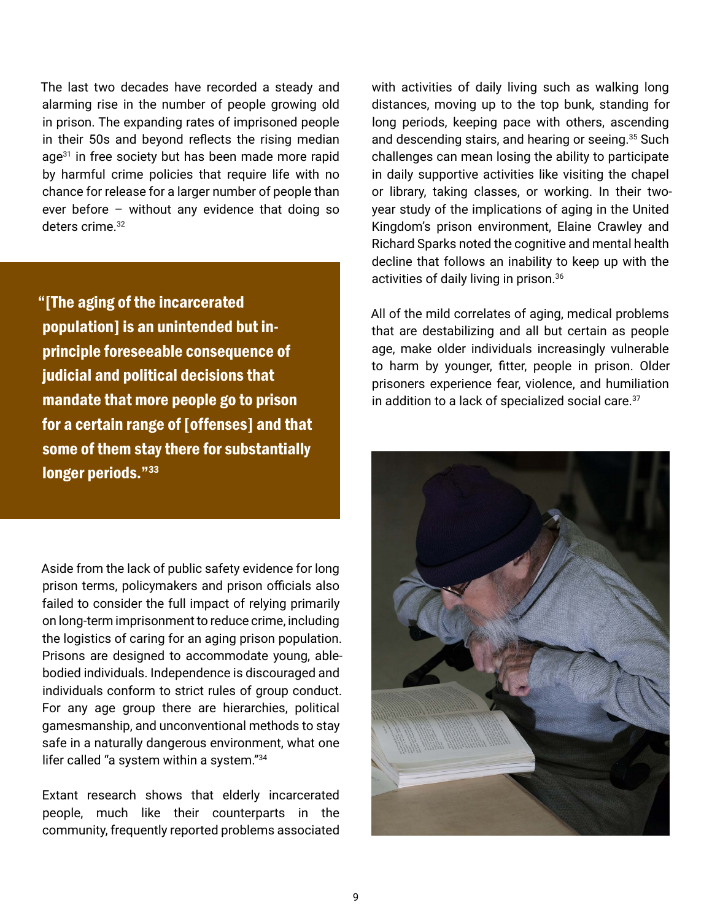The last two decades have recorded a steady and alarming rise in the number of people growing old in prison. The expanding rates of imprisoned people in their 50s and beyond reflects the rising median age[31] in free society but has been made more rapid by harmful crime policies that require life with no chance for release for a larger number of people than ever before – without any evidence that doing so deters crime.[32]

> **"[The aging of the incarcerated population] is an unintended but in-principle foreseeable consequence of judicial and political decisions that mandate that more people go to prison for a certain range of [offenses] and that some of them stay there for substantially longer periods."[33]**

Aside from the lack of public safety evidence for long prison terms, policymakers and prison officials also failed to consider the full impact of relying primarily on long-term imprisonment to reduce crime, including the logistics of caring for an aging prison population. Prisons are designed to accommodate young, able-bodied individuals. Independence is discouraged and individuals conform to strict rules of group conduct. For any age group there are hierarchies, political gamesmanship, and unconventional methods to stay safe in a naturally dangerous environment, what one lifer called "a system within a system."[34]

Extant research shows that elderly incarcerated people, much like their counterparts in the community, frequently reported problems associated with activities of daily living such as walking long distances, moving up to the top bunk, standing for long periods, keeping pace with others, ascending and descending stairs, and hearing or seeing.[35] Such challenges can mean losing the ability to participate in daily supportive activities like visiting the chapel or library, taking classes, or working. In their two-year study of the implications of aging in the United Kingdom's prison environment, Elaine Crawley and Richard Sparks noted the cognitive and mental health decline that follows an inability to keep up with the activities of daily living in prison.[36]

All of the mild correlates of aging, medical problems that are destabilizing and all but certain as people age, make older individuals increasingly vulnerable to harm by younger, fitter, people in prison. Older prisoners experience fear, violence, and humiliation in addition to a lack of specialized social care.[37]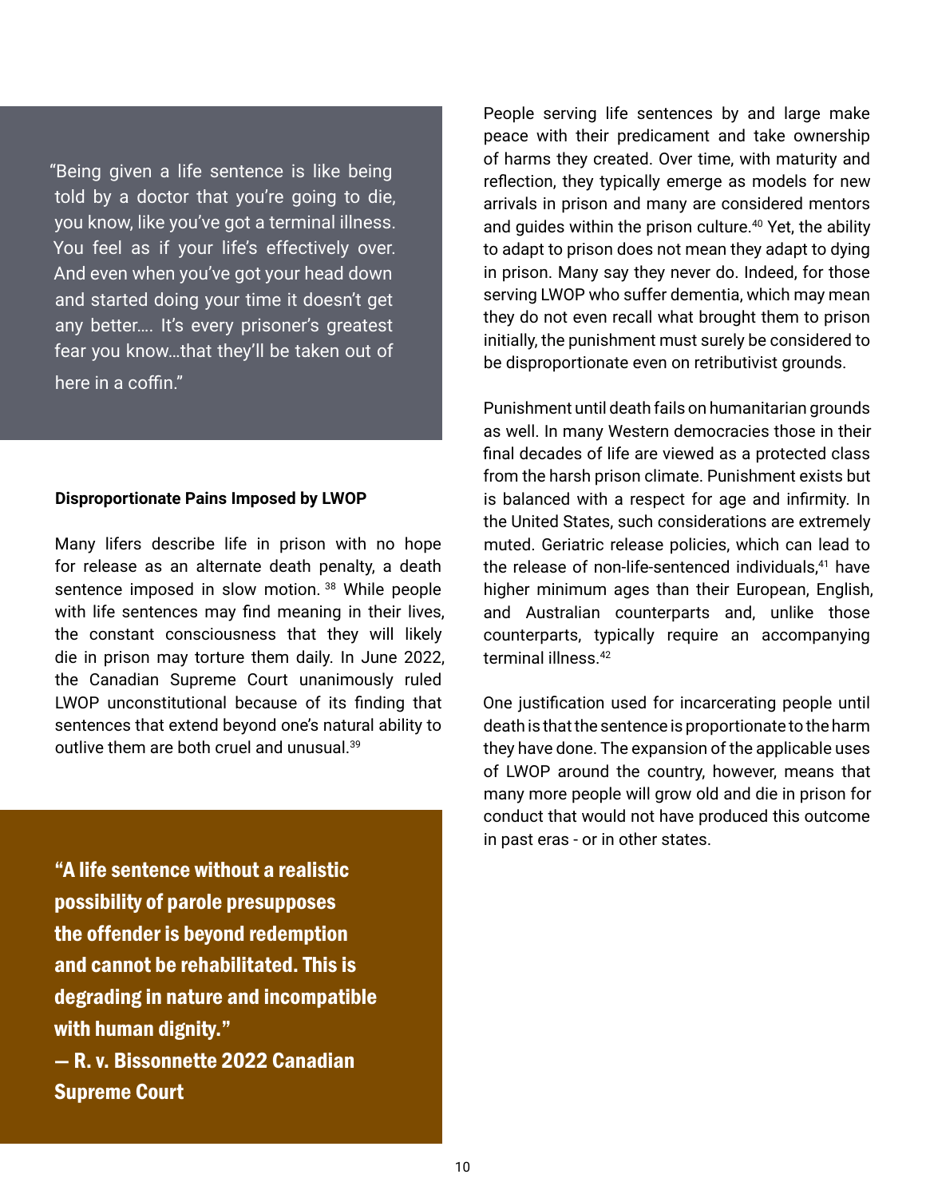> "Being given a life sentence is like being told by a doctor that you're going to die, you know, like you've got a terminal illness. You feel as if your life's effectively over. And even when you've got your head down and started doing your time it doesn't get any better.... It's every prisoner's greatest fear you know...that they'll be taken out of here in a coffin."

**Disproportionate Pains Imposed by LWOP**

Many lifers describe life in prison with no hope for release as an alternate death penalty, a death sentence imposed in slow motion.[38] While people with life sentences may find meaning in their lives, the constant consciousness that they will likely die in prison may torture them daily. In June 2022, the Canadian Supreme Court unanimously ruled LWOP unconstitutional because of its finding that sentences that extend beyond one's natural ability to outlive them are both cruel and unusual.[39]

> **"A life sentence without a realistic possibility of parole presupposes the offender is beyond redemption and cannot be rehabilitated. This is degrading in nature and incompatible with human dignity."**
> **— R. v. Bissonnette 2022 Canadian Supreme Court**

People serving life sentences by and large make peace with their predicament and take ownership of harms they created. Over time, with maturity and reflection, they typically emerge as models for new arrivals in prison and many are considered mentors and guides within the prison culture.[40] Yet, the ability to adapt to prison does not mean they adapt to dying in prison. Many say they never do. Indeed, for those serving LWOP who suffer dementia, which may mean they do not even recall what brought them to prison initially, the punishment must surely be considered to be disproportionate even on retributivist grounds.

Punishment until death fails on humanitarian grounds as well. In many Western democracies those in their final decades of life are viewed as a protected class from the harsh prison climate. Punishment exists but is balanced with a respect for age and infirmity. In the United States, such considerations are extremely muted. Geriatric release policies, which can lead to the release of non-life-sentenced individuals,[41] have higher minimum ages than their European, English, and Australian counterparts and, unlike those counterparts, typically require an accompanying terminal illness.[42]

One justification used for incarcerating people until death is that the sentence is proportionate to the harm they have done. The expansion of the applicable uses of LWOP around the country, however, means that many more people will grow old and die in prison for conduct that would not have produced this outcome in past eras - or in other states.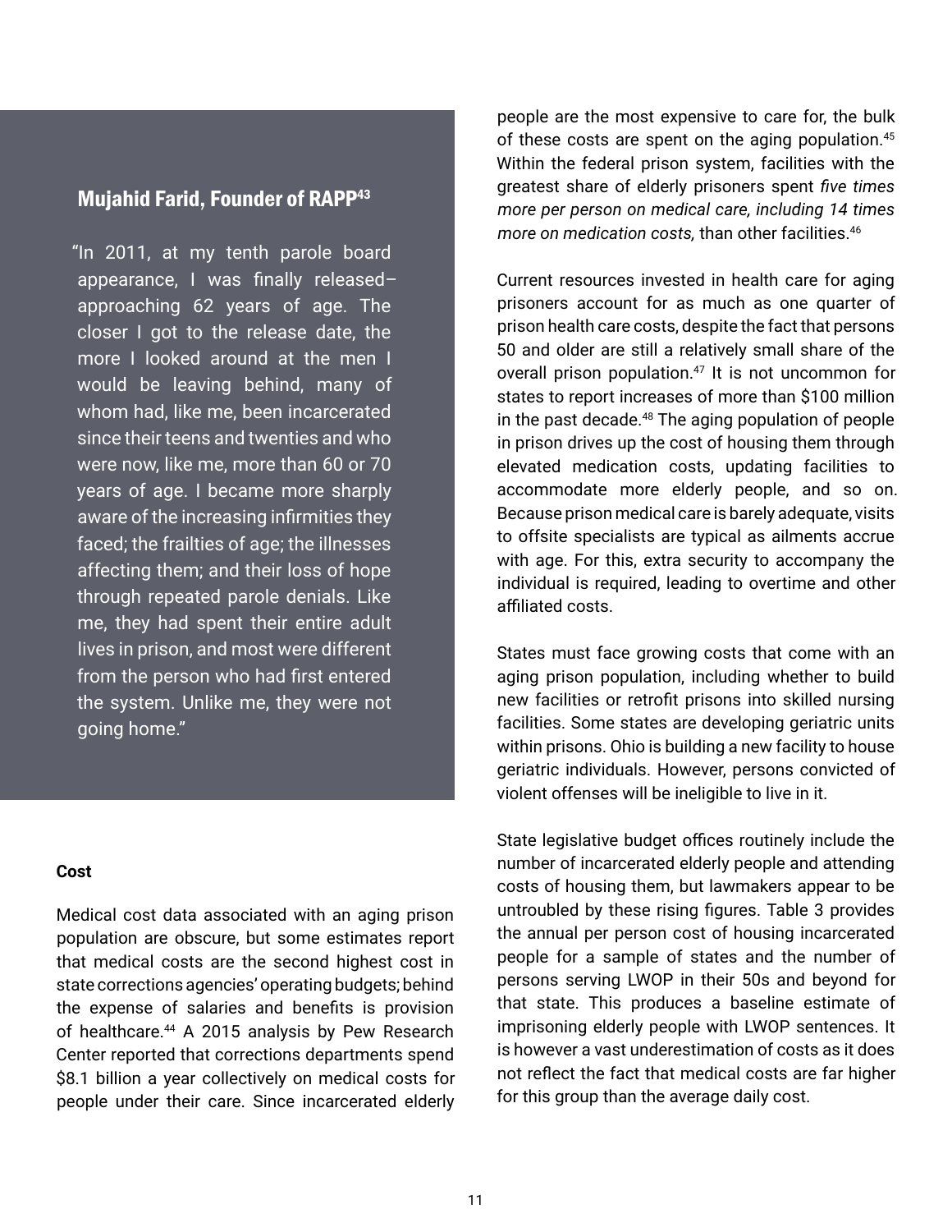### Mujahid Farid, Founder of RAPP[43]

"In 2011, at my tenth parole board appearance, I was finally released–approaching 62 years of age. The closer I got to the release date, the more I looked around at the men I would be leaving behind, many of whom had, like me, been incarcerated since their teens and twenties and who were now, like me, more than 60 or 70 years of age. I became more sharply aware of the increasing infirmities they faced; the frailties of age; the illnesses affecting them; and their loss of hope through repeated parole denials. Like me, they had spent their entire adult lives in prison, and most were different from the person who had first entered the system. Unlike me, they were not going home."

**Cost**

Medical cost data associated with an aging prison population are obscure, but some estimates report that medical costs are the second highest cost in state corrections agencies' operating budgets; behind the expense of salaries and benefits is provision of healthcare.[44] A 2015 analysis by Pew Research Center reported that corrections departments spend $8.1 billion a year collectively on medical costs for people under their care. Since incarcerated elderly people are the most expensive to care for, the bulk of these costs are spent on the aging population.[45] Within the federal prison system, facilities with the greatest share of elderly prisoners spent *five times more per person on medical care, including 14 times more on medication costs,* than other facilities.[46]

Current resources invested in health care for aging prisoners account for as much as one quarter of prison health care costs, despite the fact that persons 50 and older are still a relatively small share of the overall prison population.[47] It is not uncommon for states to report increases of more than $100 million in the past decade.[48] The aging population of people in prison drives up the cost of housing them through elevated medication costs, updating facilities to accommodate more elderly people, and so on. Because prison medical care is barely adequate, visits to offsite specialists are typical as ailments accrue with age. For this, extra security to accompany the individual is required, leading to overtime and other affiliated costs.

States must face growing costs that come with an aging prison population, including whether to build new facilities or retrofit prisons into skilled nursing facilities. Some states are developing geriatric units within prisons. Ohio is building a new facility to house geriatric individuals. However, persons convicted of violent offenses will be ineligible to live in it.

State legislative budget offices routinely include the number of incarcerated elderly people and attending costs of housing them, but lawmakers appear to be untroubled by these rising figures. Table 3 provides the annual per person cost of housing incarcerated people for a sample of states and the number of persons serving LWOP in their 50s and beyond for that state. This produces a baseline estimate of imprisoning elderly people with LWOP sentences. It is however a vast underestimation of costs as it does not reflect the fact that medical costs are far higher for this group than the average daily cost.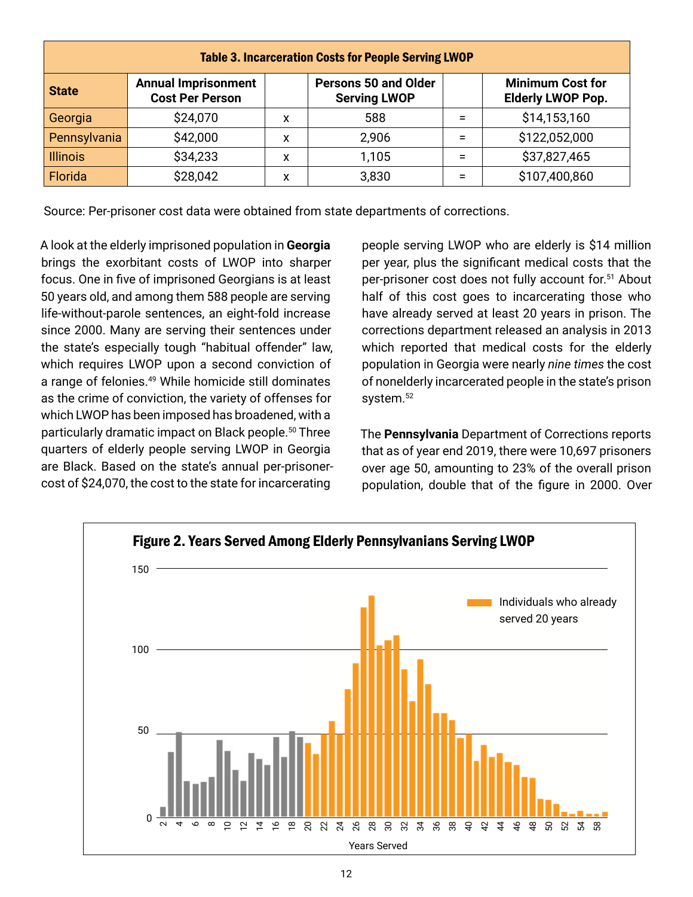**Table 3. Incarceration Costs for People Serving LWOP**

| State | Annual Imprisonment Cost Per Person | | Persons 50 and Older Serving LWOP | | Minimum Cost for Elderly LWOP Pop. |
|---|---|---|---|---|---|
| Georgia | $24,070 | x | 588 | = | $14,153,160 |
| Pennsylvania | $42,000 | x | 2,906 | = | $122,052,000 |
| Illinois | $34,233 | x | 1,105 | = | $37,827,465 |
| Florida | $28,042 | x | 3,830 | = | $107,400,860 |

Source: Per-prisoner cost data were obtained from state departments of corrections.

A look at the elderly imprisoned population in **Georgia** brings the exorbitant costs of LWOP into sharper focus. One in five of imprisoned Georgians is at least 50 years old, and among them 588 people are serving life-without-parole sentences, an eight-fold increase since 2000. Many are serving their sentences under the state's especially tough "habitual offender" law, which requires LWOP upon a second conviction of a range of felonies.[49] While homicide still dominates as the crime of conviction, the variety of offenses for which LWOP has been imposed has broadened, with a particularly dramatic impact on Black people.[50] Three quarters of elderly people serving LWOP in Georgia are Black. Based on the state's annual per-prisoner-cost of $24,070, the cost to the state for incarcerating people serving LWOP who are elderly is $14 million per year, plus the significant medical costs that the per-prisoner cost does not fully account for.[51] About half of this cost goes to incarcerating those who have already served at least 20 years in prison. The corrections department released an analysis in 2013 which reported that medical costs for the elderly population in Georgia were nearly *nine times* the cost of nonelderly incarcerated people in the state's prison system.[52]

The **Pennsylvania** Department of Corrections reports that as of year end 2019, there were 10,697 prisoners over age 50, amounting to 23% of the overall prison population, double that of the figure in 2000. Over

**Figure 2. Years Served Among Elderly Pennsylvanians Serving LWOP**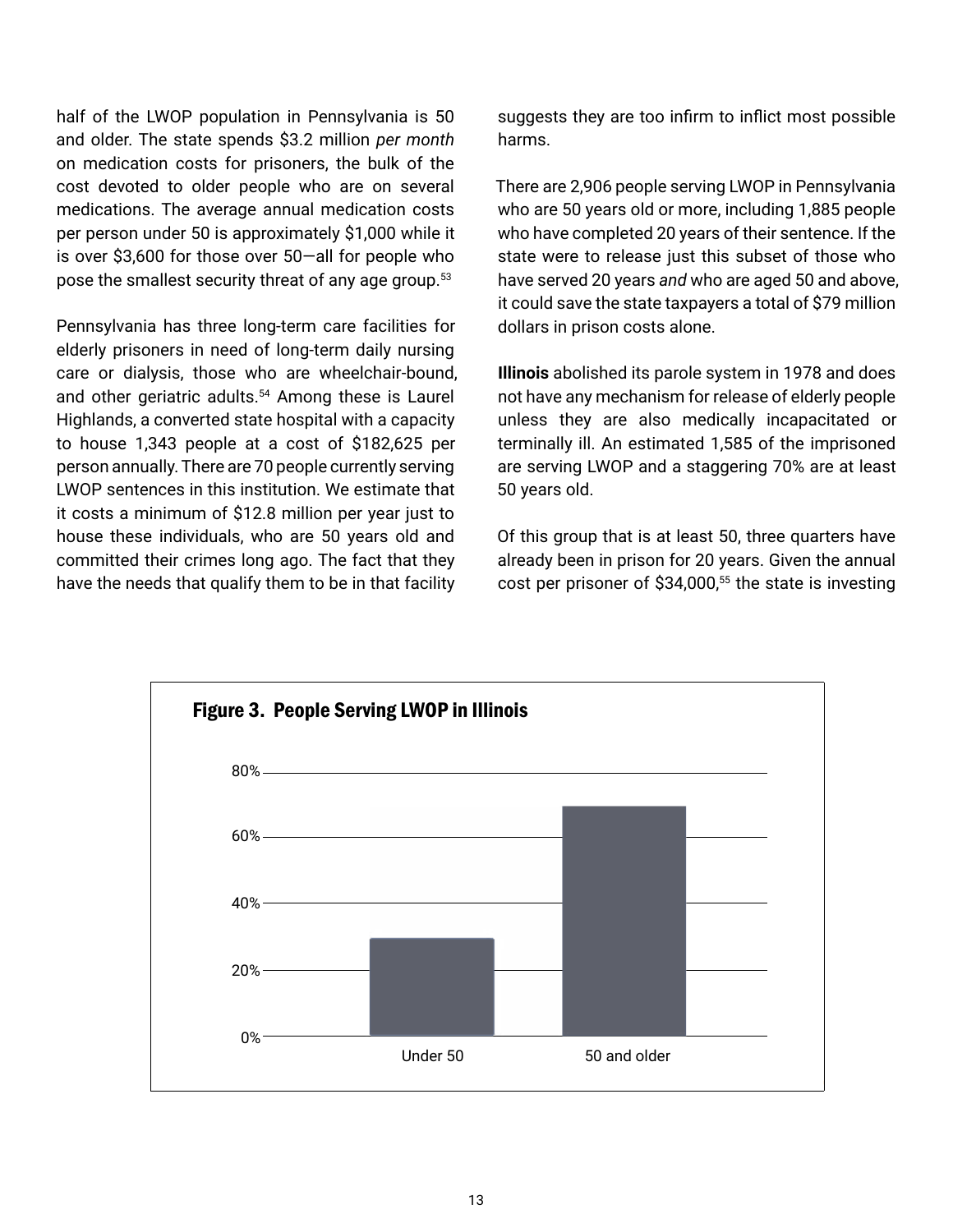half of the LWOP population in Pennsylvania is 50 and older. The state spends $3.2 million *per month* on medication costs for prisoners, the bulk of the cost devoted to older people who are on several medications. The average annual medication costs per person under 50 is approximately $1,000 while it is over $3,600 for those over 50—all for people who pose the smallest security threat of any age group.[53]

Pennsylvania has three long-term care facilities for elderly prisoners in need of long-term daily nursing care or dialysis, those who are wheelchair-bound, and other geriatric adults.[54] Among these is Laurel Highlands, a converted state hospital with a capacity to house 1,343 people at a cost of $182,625 per person annually. There are 70 people currently serving LWOP sentences in this institution. We estimate that it costs a minimum of $12.8 million per year just to house these individuals, who are 50 years old and committed their crimes long ago. The fact that they have the needs that qualify them to be in that facility suggests they are too infirm to inflict most possible harms.

There are 2,906 people serving LWOP in Pennsylvania who are 50 years old or more, including 1,885 people who have completed 20 years of their sentence. If the state were to release just this subset of those who have served 20 years *and* who are aged 50 and above, it could save the state taxpayers a total of $79 million dollars in prison costs alone.

**Illinois** abolished its parole system in 1978 and does not have any mechanism for release of elderly people unless they are also medically incapacitated or terminally ill. An estimated 1,585 of the imprisoned are serving LWOP and a staggering 70% are at least 50 years old.

Of this group that is at least 50, three quarters have already been in prison for 20 years. Given the annual cost per prisoner of $34,000,[55] the state is investing

**Figure 3. People Serving LWOP in Illinois**

| | Percent |
|---|---|
| Under 50 | 30% |
| 50 and older | 70% |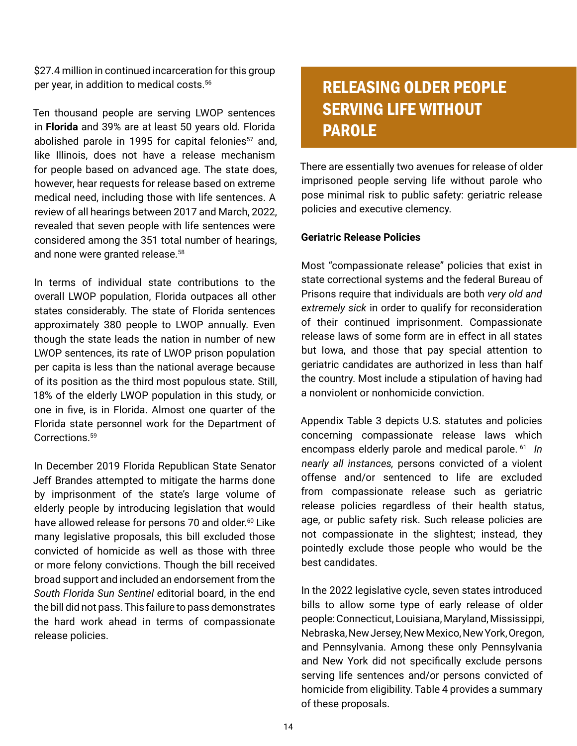$27.4 million in continued incarceration for this group per year, in addition to medical costs.[56]

Ten thousand people are serving LWOP sentences in **Florida** and 39% are at least 50 years old. Florida abolished parole in 1995 for capital felonies[57] and, like Illinois, does not have a release mechanism for people based on advanced age. The state does, however, hear requests for release based on extreme medical need, including those with life sentences. A review of all hearings between 2017 and March, 2022, revealed that seven people with life sentences were considered among the 351 total number of hearings, and none were granted release.[58]

In terms of individual state contributions to the overall LWOP population, Florida outpaces all other states considerably. The state of Florida sentences approximately 380 people to LWOP annually. Even though the state leads the nation in number of new LWOP sentences, its rate of LWOP prison population per capita is less than the national average because of its position as the third most populous state. Still, 18% of the elderly LWOP population in this study, or one in five, is in Florida. Almost one quarter of the Florida state personnel work for the Department of Corrections.[59]

In December 2019 Florida Republican State Senator Jeff Brandes attempted to mitigate the harms done by imprisonment of the state's large volume of elderly people by introducing legislation that would have allowed release for persons 70 and older.[60] Like many legislative proposals, this bill excluded those convicted of homicide as well as those with three or more felony convictions. Though the bill received broad support and included an endorsement from the *South Florida Sun Sentinel* editorial board, in the end the bill did not pass. This failure to pass demonstrates the hard work ahead in terms of compassionate release policies.

## RELEASING OLDER PEOPLE SERVING LIFE WITHOUT PAROLE

There are essentially two avenues for release of older imprisoned people serving life without parole who pose minimal risk to public safety: geriatric release policies and executive clemency.

**Geriatric Release Policies**

Most "compassionate release" policies that exist in state correctional systems and the federal Bureau of Prisons require that individuals are both *very old and extremely sick* in order to qualify for reconsideration of their continued imprisonment. Compassionate release laws of some form are in effect in all states but Iowa, and those that pay special attention to geriatric candidates are authorized in less than half the country. Most include a stipulation of having had a nonviolent or nonhomicide conviction.

Appendix Table 3 depicts U.S. statutes and policies concerning compassionate release laws which encompass elderly parole and medical parole.[61] *In nearly all instances,* persons convicted of a violent offense and/or sentenced to life are excluded from compassionate release such as geriatric release policies regardless of their health status, age, or public safety risk. Such release policies are not compassionate in the slightest; instead, they pointedly exclude those people who would be the best candidates.

In the 2022 legislative cycle, seven states introduced bills to allow some type of early release of older people: Connecticut, Louisiana, Maryland, Mississippi, Nebraska, New Jersey, New Mexico, New York, Oregon, and Pennsylvania. Among these only Pennsylvania and New York did not specifically exclude persons serving life sentences and/or persons convicted of homicide from eligibility. Table 4 provides a summary of these proposals.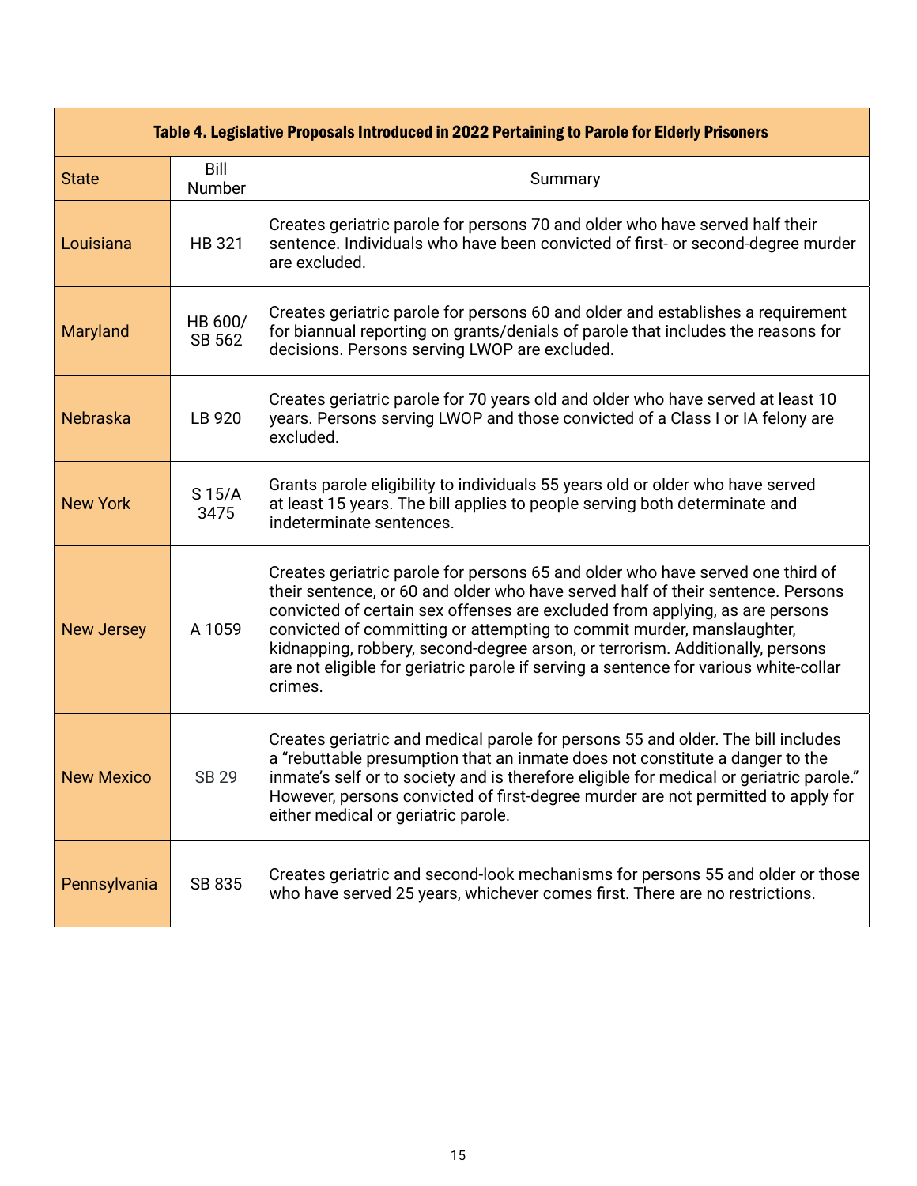**Table 4. Legislative Proposals Introduced in 2022 Pertaining to Parole for Elderly Prisoners**

| State | Bill Number | Summary |
|---|---|---|
| Louisiana | HB 321 | Creates geriatric parole for persons 70 and older who have served half their sentence. Individuals who have been convicted of first- or second-degree murder are excluded. |
| Maryland | HB 600/ SB 562 | Creates geriatric parole for persons 60 and older and establishes a requirement for biannual reporting on grants/denials of parole that includes the reasons for decisions. Persons serving LWOP are excluded. |
| Nebraska | LB 920 | Creates geriatric parole for 70 years old and older who have served at least 10 years. Persons serving LWOP and those convicted of a Class I or IA felony are excluded. |
| New York | S 15/A 3475 | Grants parole eligibility to individuals 55 years old or older who have served at least 15 years. The bill applies to people serving both determinate and indeterminate sentences. |
| New Jersey | A 1059 | Creates geriatric parole for persons 65 and older who have served one third of their sentence, or 60 and older who have served half of their sentence. Persons convicted of certain sex offenses are excluded from applying, as are persons convicted of committing or attempting to commit murder, manslaughter, kidnapping, robbery, second-degree arson, or terrorism. Additionally, persons are not eligible for geriatric parole if serving a sentence for various white-collar crimes. |
| New Mexico | SB 29 | Creates geriatric and medical parole for persons 55 and older. The bill includes a "rebuttable presumption that an inmate does not constitute a danger to the inmate's self or to society and is therefore eligible for medical or geriatric parole." However, persons convicted of first-degree murder are not permitted to apply for either medical or geriatric parole. |
| Pennsylvania | SB 835 | Creates geriatric and second-look mechanisms for persons 55 and older or those who have served 25 years, whichever comes first. There are no restrictions. |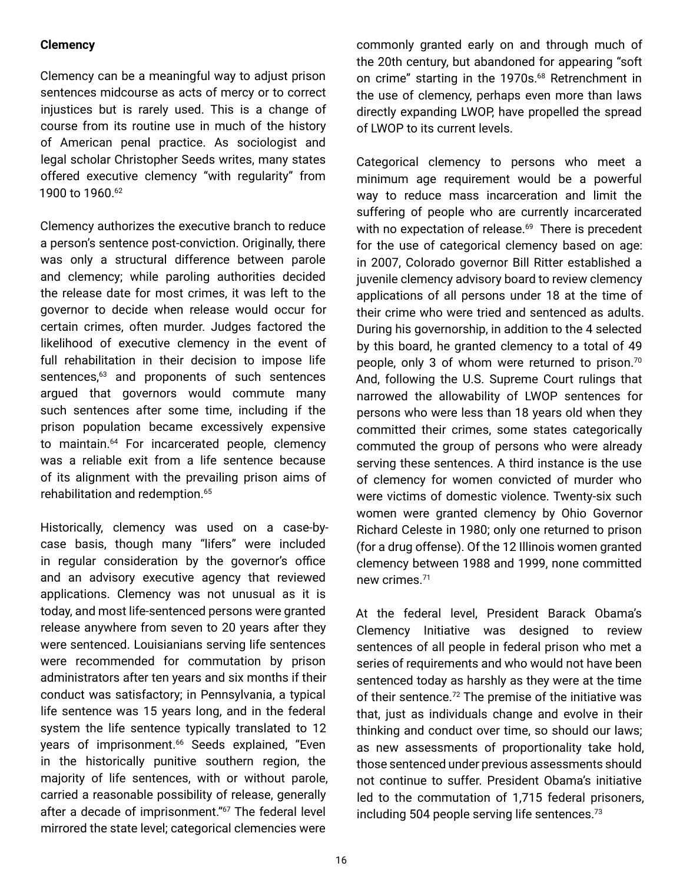**Clemency**

Clemency can be a meaningful way to adjust prison sentences midcourse as acts of mercy or to correct injustices but is rarely used. This is a change of course from its routine use in much of the history of American penal practice. As sociologist and legal scholar Christopher Seeds writes, many states offered executive clemency "with regularity" from 1900 to 1960.[62]

Clemency authorizes the executive branch to reduce a person's sentence post-conviction. Originally, there was only a structural difference between parole and clemency; while paroling authorities decided the release date for most crimes, it was left to the governor to decide when release would occur for certain crimes, often murder. Judges factored the likelihood of executive clemency in the event of full rehabilitation in their decision to impose life sentences,[63] and proponents of such sentences argued that governors would commute many such sentences after some time, including if the prison population became excessively expensive to maintain.[64] For incarcerated people, clemency was a reliable exit from a life sentence because of its alignment with the prevailing prison aims of rehabilitation and redemption.[65]

Historically, clemency was used on a case-by-case basis, though many "lifers" were included in regular consideration by the governor's office and an advisory executive agency that reviewed applications. Clemency was not unusual as it is today, and most life-sentenced persons were granted release anywhere from seven to 20 years after they were sentenced. Louisianians serving life sentences were recommended for commutation by prison administrators after ten years and six months if their conduct was satisfactory; in Pennsylvania, a typical life sentence was 15 years long, and in the federal system the life sentence typically translated to 12 years of imprisonment.[66] Seeds explained, "Even in the historically punitive southern region, the majority of life sentences, with or without parole, carried a reasonable possibility of release, generally after a decade of imprisonment."[67] The federal level mirrored the state level; categorical clemencies were commonly granted early on and through much of the 20th century, but abandoned for appearing "soft on crime" starting in the 1970s.[68] Retrenchment in the use of clemency, perhaps even more than laws directly expanding LWOP, have propelled the spread of LWOP to its current levels.

Categorical clemency to persons who meet a minimum age requirement would be a powerful way to reduce mass incarceration and limit the suffering of people who are currently incarcerated with no expectation of release.[69] There is precedent for the use of categorical clemency based on age: in 2007, Colorado governor Bill Ritter established a juvenile clemency advisory board to review clemency applications of all persons under 18 at the time of their crime who were tried and sentenced as adults. During his governorship, in addition to the 4 selected by this board, he granted clemency to a total of 49 people, only 3 of whom were returned to prison.[70] And, following the U.S. Supreme Court rulings that narrowed the allowability of LWOP sentences for persons who were less than 18 years old when they committed their crimes, some states categorically commuted the group of persons who were already serving these sentences. A third instance is the use of clemency for women convicted of murder who were victims of domestic violence. Twenty-six such women were granted clemency by Ohio Governor Richard Celeste in 1980; only one returned to prison (for a drug offense). Of the 12 Illinois women granted clemency between 1988 and 1999, none committed new crimes.[71]

At the federal level, President Barack Obama's Clemency Initiative was designed to review sentences of all people in federal prison who met a series of requirements and who would not have been sentenced today as harshly as they were at the time of their sentence.[72] The premise of the initiative was that, just as individuals change and evolve in their thinking and conduct over time, so should our laws; as new assessments of proportionality take hold, those sentenced under previous assessments should not continue to suffer. President Obama's initiative led to the commutation of 1,715 federal prisoners, including 504 people serving life sentences.[73]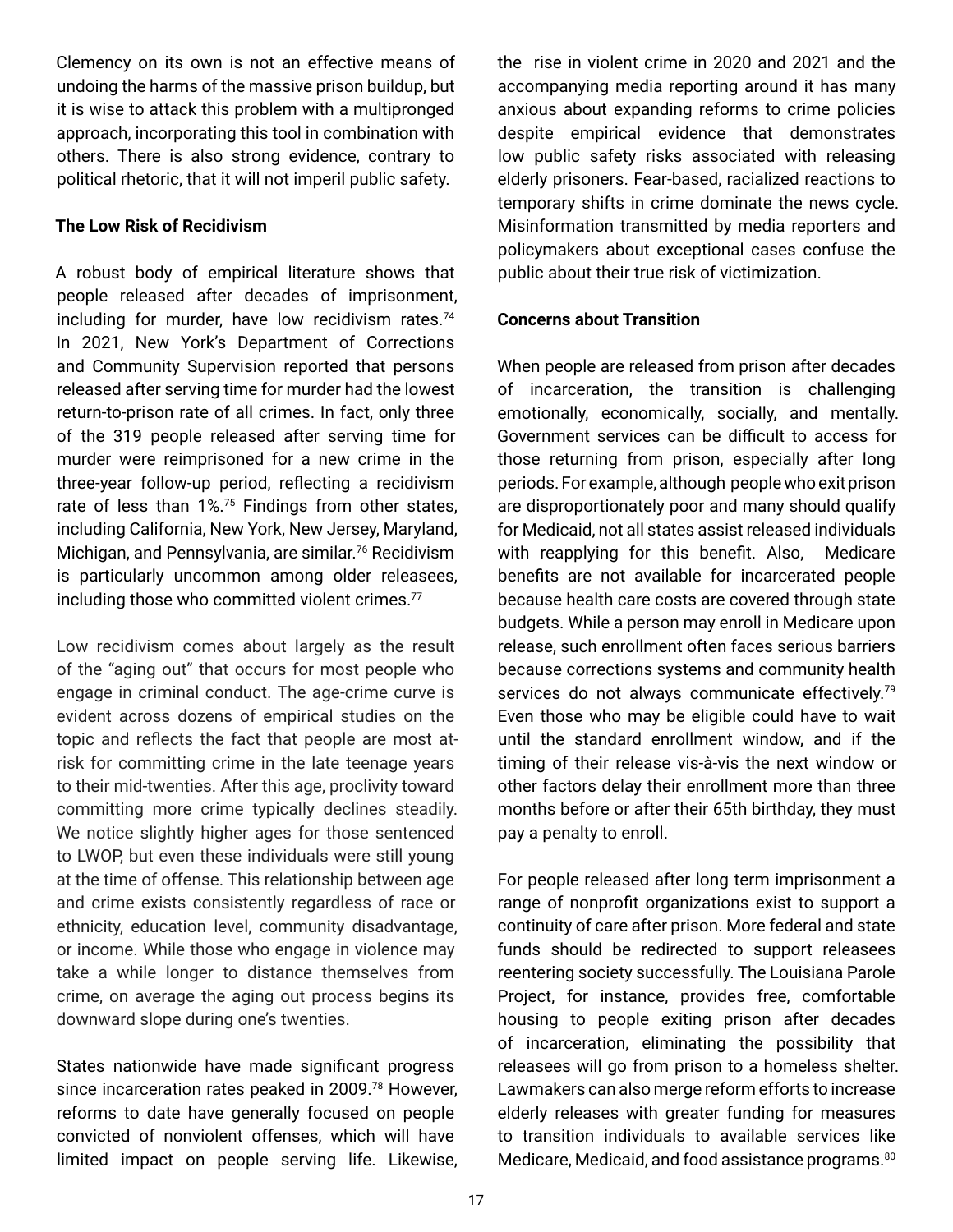Clemency on its own is not an effective means of undoing the harms of the massive prison buildup, but it is wise to attack this problem with a multipronged approach, incorporating this tool in combination with others. There is also strong evidence, contrary to political rhetoric, that it will not imperil public safety.

**The Low Risk of Recidivism**

A robust body of empirical literature shows that people released after decades of imprisonment, including for murder, have low recidivism rates.[74] In 2021, New York's Department of Corrections and Community Supervision reported that persons released after serving time for murder had the lowest return-to-prison rate of all crimes. In fact, only three of the 319 people released after serving time for murder were reimprisoned for a new crime in the three-year follow-up period, reflecting a recidivism rate of less than 1%.[75] Findings from other states, including California, New York, New Jersey, Maryland, Michigan, and Pennsylvania, are similar.[76] Recidivism is particularly uncommon among older releasees, including those who committed violent crimes.[77]

Low recidivism comes about largely as the result of the "aging out" that occurs for most people who engage in criminal conduct. The age-crime curve is evident across dozens of empirical studies on the topic and reflects the fact that people are most at-risk for committing crime in the late teenage years to their mid-twenties. After this age, proclivity toward committing more crime typically declines steadily. We notice slightly higher ages for those sentenced to LWOP, but even these individuals were still young at the time of offense. This relationship between age and crime exists consistently regardless of race or ethnicity, education level, community disadvantage, or income. While those who engage in violence may take a while longer to distance themselves from crime, on average the aging out process begins its downward slope during one's twenties.

States nationwide have made significant progress since incarceration rates peaked in 2009.[78] However, reforms to date have generally focused on people convicted of nonviolent offenses, which will have limited impact on people serving life. Likewise, the rise in violent crime in 2020 and 2021 and the accompanying media reporting around it has many anxious about expanding reforms to crime policies despite empirical evidence that demonstrates low public safety risks associated with releasing elderly prisoners. Fear-based, racialized reactions to temporary shifts in crime dominate the news cycle. Misinformation transmitted by media reporters and policymakers about exceptional cases confuse the public about their true risk of victimization.

**Concerns about Transition**

When people are released from prison after decades of incarceration, the transition is challenging emotionally, economically, socially, and mentally. Government services can be difficult to access for those returning from prison, especially after long periods. For example, although people who exit prison are disproportionately poor and many should qualify for Medicaid, not all states assist released individuals with reapplying for this benefit. Also, Medicare benefits are not available for incarcerated people because health care costs are covered through state budgets. While a person may enroll in Medicare upon release, such enrollment often faces serious barriers because corrections systems and community health services do not always communicate effectively.[79] Even those who may be eligible could have to wait until the standard enrollment window, and if the timing of their release vis-à-vis the next window or other factors delay their enrollment more than three months before or after their 65th birthday, they must pay a penalty to enroll.

For people released after long term imprisonment a range of nonprofit organizations exist to support a continuity of care after prison. More federal and state funds should be redirected to support releasees reentering society successfully. The Louisiana Parole Project, for instance, provides free, comfortable housing to people exiting prison after decades of incarceration, eliminating the possibility that releasees will go from prison to a homeless shelter. Lawmakers can also merge reform efforts to increase elderly releases with greater funding for measures to transition individuals to available services like Medicare, Medicaid, and food assistance programs.[80]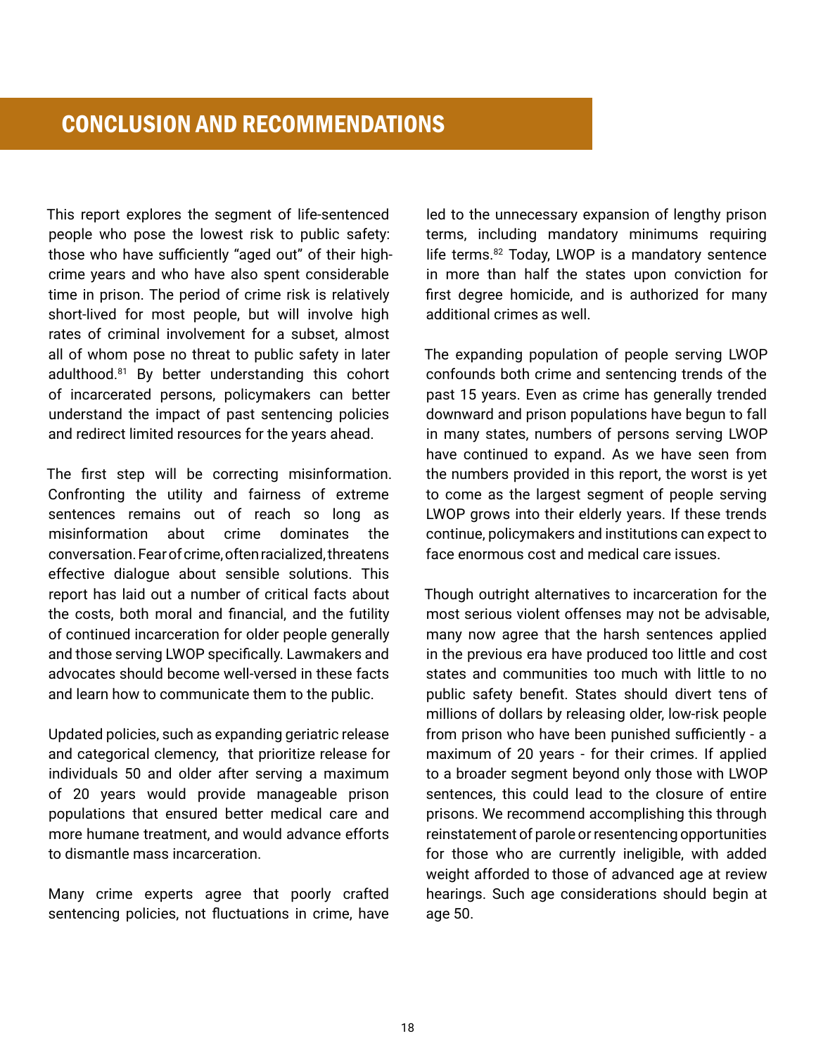# CONCLUSION AND RECOMMENDATIONS

This report explores the segment of life-sentenced people who pose the lowest risk to public safety: those who have sufficiently "aged out" of their high-crime years and who have also spent considerable time in prison. The period of crime risk is relatively short-lived for most people, but will involve high rates of criminal involvement for a subset, almost all of whom pose no threat to public safety in later adulthood.[81] By better understanding this cohort of incarcerated persons, policymakers can better understand the impact of past sentencing policies and redirect limited resources for the years ahead.

The first step will be correcting misinformation. Confronting the utility and fairness of extreme sentences remains out of reach so long as misinformation about crime dominates the conversation. Fear of crime, often racialized, threatens effective dialogue about sensible solutions. This report has laid out a number of critical facts about the costs, both moral and financial, and the futility of continued incarceration for older people generally and those serving LWOP specifically. Lawmakers and advocates should become well-versed in these facts and learn how to communicate them to the public.

Updated policies, such as expanding geriatric release and categorical clemency, that prioritize release for individuals 50 and older after serving a maximum of 20 years would provide manageable prison populations that ensured better medical care and more humane treatment, and would advance efforts to dismantle mass incarceration.

Many crime experts agree that poorly crafted sentencing policies, not fluctuations in crime, have led to the unnecessary expansion of lengthy prison terms, including mandatory minimums requiring life terms.[82] Today, LWOP is a mandatory sentence in more than half the states upon conviction for first degree homicide, and is authorized for many additional crimes as well.

The expanding population of people serving LWOP confounds both crime and sentencing trends of the past 15 years. Even as crime has generally trended downward and prison populations have begun to fall in many states, numbers of persons serving LWOP have continued to expand. As we have seen from the numbers provided in this report, the worst is yet to come as the largest segment of people serving LWOP grows into their elderly years. If these trends continue, policymakers and institutions can expect to face enormous cost and medical care issues.

Though outright alternatives to incarceration for the most serious violent offenses may not be advisable, many now agree that the harsh sentences applied in the previous era have produced too little and cost states and communities too much with little to no public safety benefit. States should divert tens of millions of dollars by releasing older, low-risk people from prison who have been punished sufficiently - a maximum of 20 years - for their crimes. If applied to a broader segment beyond only those with LWOP sentences, this could lead to the closure of entire prisons. We recommend accomplishing this through reinstatement of parole or resentencing opportunities for those who are currently ineligible, with added weight afforded to those of advanced age at review hearings. Such age considerations should begin at age 50.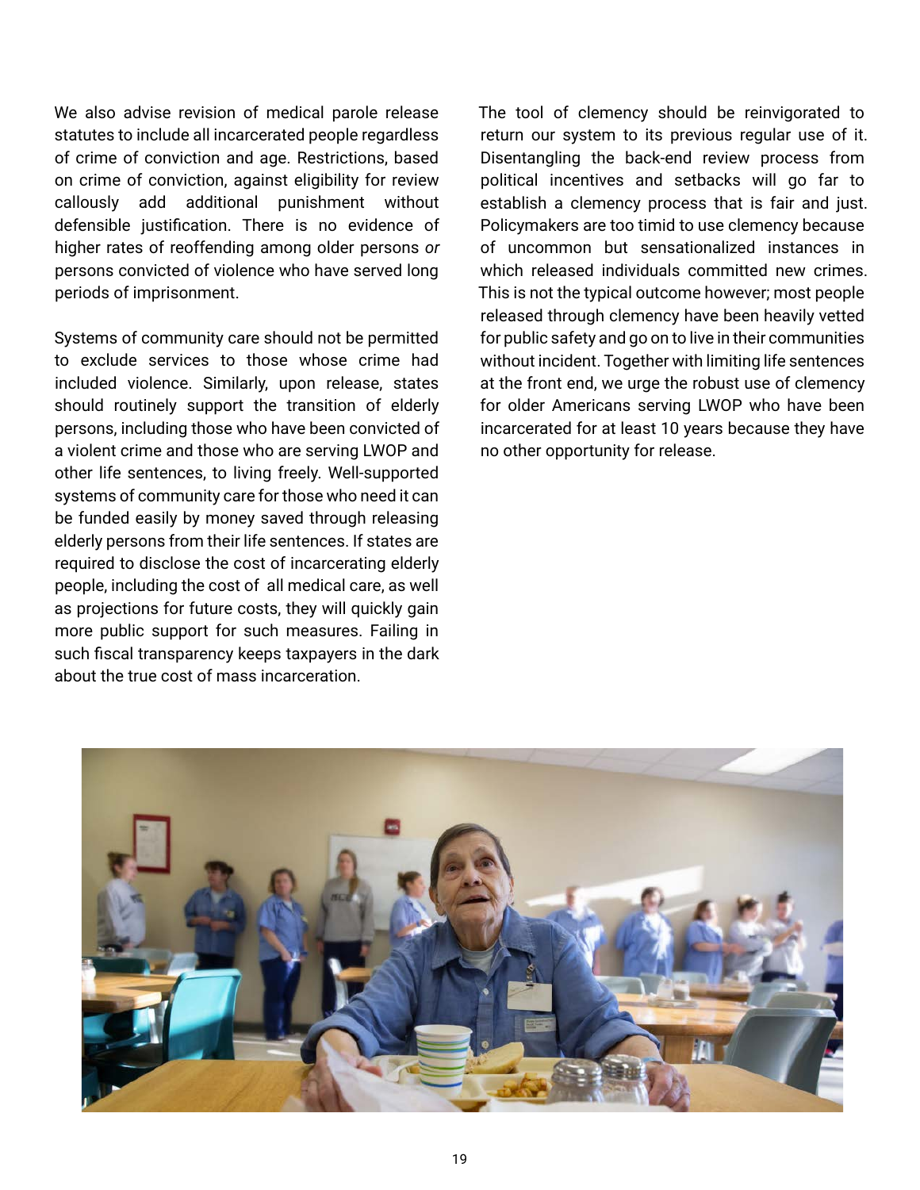We also advise revision of medical parole release statutes to include all incarcerated people regardless of crime of conviction and age. Restrictions, based on crime of conviction, against eligibility for review callously add additional punishment without defensible justification. There is no evidence of higher rates of reoffending among older persons *or* persons convicted of violence who have served long periods of imprisonment.

Systems of community care should not be permitted to exclude services to those whose crime had included violence. Similarly, upon release, states should routinely support the transition of elderly persons, including those who have been convicted of a violent crime and those who are serving LWOP and other life sentences, to living freely. Well-supported systems of community care for those who need it can be funded easily by money saved through releasing elderly persons from their life sentences. If states are required to disclose the cost of incarcerating elderly people, including the cost of all medical care, as well as projections for future costs, they will quickly gain more public support for such measures. Failing in such fiscal transparency keeps taxpayers in the dark about the true cost of mass incarceration.

The tool of clemency should be reinvigorated to return our system to its previous regular use of it. Disentangling the back-end review process from political incentives and setbacks will go far to establish a clemency process that is fair and just. Policymakers are too timid to use clemency because of uncommon but sensationalized instances in which released individuals committed new crimes. This is not the typical outcome however; most people released through clemency have been heavily vetted for public safety and go on to live in their communities without incident. Together with limiting life sentences at the front end, we urge the robust use of clemency for older Americans serving LWOP who have been incarcerated for at least 10 years because they have no other opportunity for release.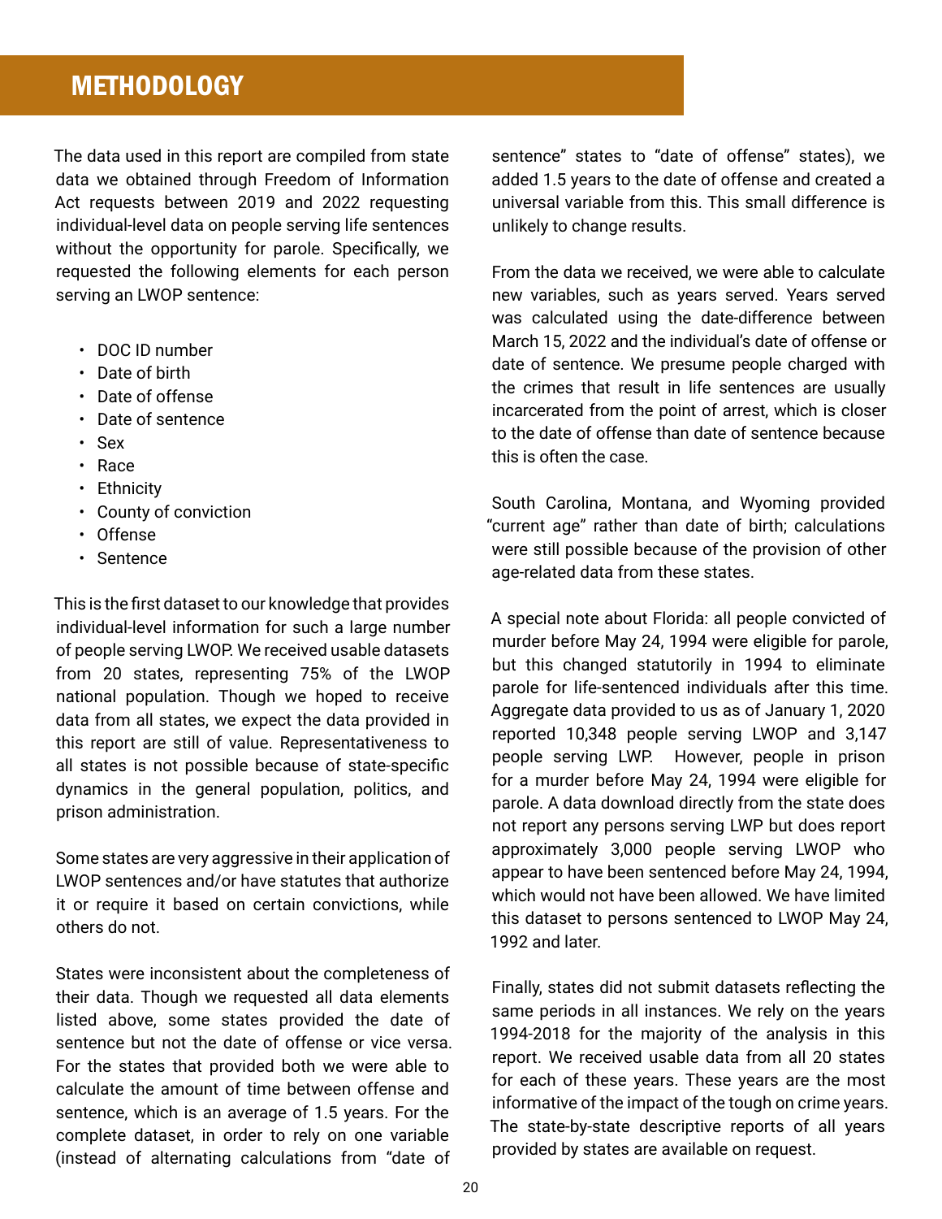# METHODOLOGY

The data used in this report are compiled from state data we obtained through Freedom of Information Act requests between 2019 and 2022 requesting individual-level data on people serving life sentences without the opportunity for parole. Specifically, we requested the following elements for each person serving an LWOP sentence:

- DOC ID number
- Date of birth
- Date of offense
- Date of sentence
- Sex
- Race
- Ethnicity
- County of conviction
- Offense
- Sentence

This is the first dataset to our knowledge that provides individual-level information for such a large number of people serving LWOP. We received usable datasets from 20 states, representing 75% of the LWOP national population. Though we hoped to receive data from all states, we expect the data provided in this report are still of value. Representativeness to all states is not possible because of state-specific dynamics in the general population, politics, and prison administration.

Some states are very aggressive in their application of LWOP sentences and/or have statutes that authorize it or require it based on certain convictions, while others do not.

States were inconsistent about the completeness of their data. Though we requested all data elements listed above, some states provided the date of sentence but not the date of offense or vice versa. For the states that provided both we were able to calculate the amount of time between offense and sentence, which is an average of 1.5 years. For the complete dataset, in order to rely on one variable (instead of alternating calculations from "date of sentence" states to "date of offense" states), we added 1.5 years to the date of offense and created a universal variable from this. This small difference is unlikely to change results.

From the data we received, we were able to calculate new variables, such as years served. Years served was calculated using the date-difference between March 15, 2022 and the individual's date of offense or date of sentence. We presume people charged with the crimes that result in life sentences are usually incarcerated from the point of arrest, which is closer to the date of offense than date of sentence because this is often the case.

South Carolina, Montana, and Wyoming provided "current age" rather than date of birth; calculations were still possible because of the provision of other age-related data from these states.

A special note about Florida: all people convicted of murder before May 24, 1994 were eligible for parole, but this changed statutorily in 1994 to eliminate parole for life-sentenced individuals after this time. Aggregate data provided to us as of January 1, 2020 reported 10,348 people serving LWOP and 3,147 people serving LWP. However, people in prison for a murder before May 24, 1994 were eligible for parole. A data download directly from the state does not report any persons serving LWP but does report approximately 3,000 people serving LWOP who appear to have been sentenced before May 24, 1994, which would not have been allowed. We have limited this dataset to persons sentenced to LWOP May 24, 1992 and later.

Finally, states did not submit datasets reflecting the same periods in all instances. We rely on the years 1994-2018 for the majority of the analysis in this report. We received usable data from all 20 states for each of these years. These years are the most informative of the impact of the tough on crime years. The state-by-state descriptive reports of all years provided by states are available on request.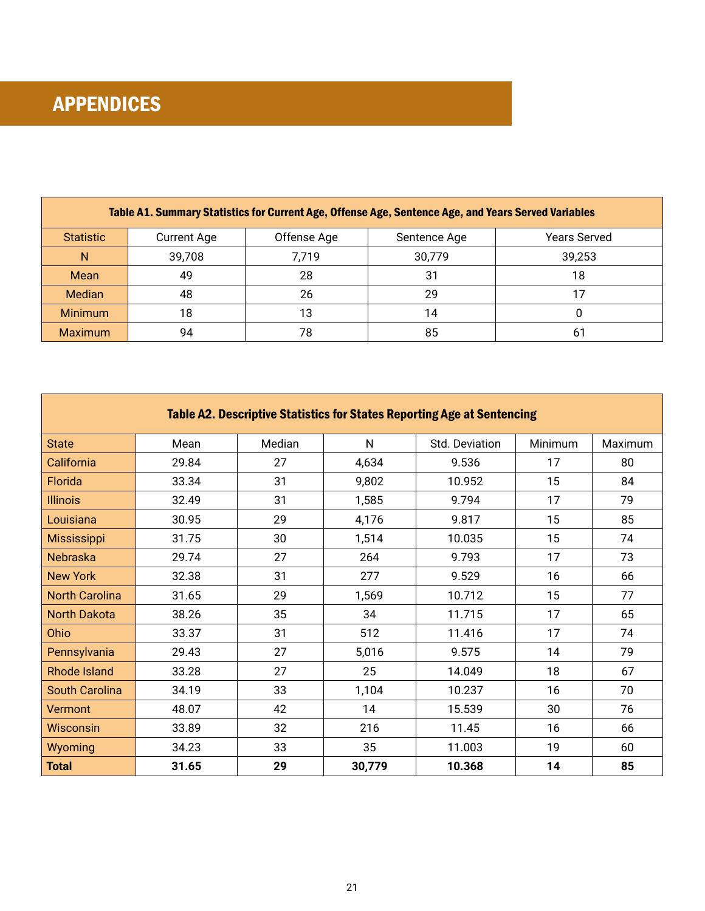# APPENDICES

| Table A1. Summary Statistics for Current Age, Offense Age, Sentence Age, and Years Served Variables | | | | |
|---|---|---|---|---|
| Statistic | Current Age | Offense Age | Sentence Age | Years Served |
| N | 39,708 | 7,719 | 30,779 | 39,253 |
| Mean | 49 | 28 | 31 | 18 |
| Median | 48 | 26 | 29 | 17 |
| Minimum | 18 | 13 | 14 | 0 |
| Maximum | 94 | 78 | 85 | 61 |

| Table A2. Descriptive Statistics for States Reporting Age at Sentencing | | | | | | |
|---|---|---|---|---|---|---|
| State | Mean | Median | N | Std. Deviation | Minimum | Maximum |
| California | 29.84 | 27 | 4,634 | 9.536 | 17 | 80 |
| Florida | 33.34 | 31 | 9,802 | 10.952 | 15 | 84 |
| Illinois | 32.49 | 31 | 1,585 | 9.794 | 17 | 79 |
| Louisiana | 30.95 | 29 | 4,176 | 9.817 | 15 | 85 |
| Mississippi | 31.75 | 30 | 1,514 | 10.035 | 15 | 74 |
| Nebraska | 29.74 | 27 | 264 | 9.793 | 17 | 73 |
| New York | 32.38 | 31 | 277 | 9.529 | 16 | 66 |
| North Carolina | 31.65 | 29 | 1,569 | 10.712 | 15 | 77 |
| North Dakota | 38.26 | 35 | 34 | 11.715 | 17 | 65 |
| Ohio | 33.37 | 31 | 512 | 11.416 | 17 | 74 |
| Pennsylvania | 29.43 | 27 | 5,016 | 9.575 | 14 | 79 |
| Rhode Island | 33.28 | 27 | 25 | 14.049 | 18 | 67 |
| South Carolina | 34.19 | 33 | 1,104 | 10.237 | 16 | 70 |
| Vermont | 48.07 | 42 | 14 | 15.539 | 30 | 76 |
| Wisconsin | 33.89 | 32 | 216 | 11.45 | 16 | 66 |
| Wyoming | 34.23 | 33 | 35 | 11.003 | 19 | 60 |
| **Total** | **31.65** | **29** | **30,779** | **10.368** | **14** | **85** |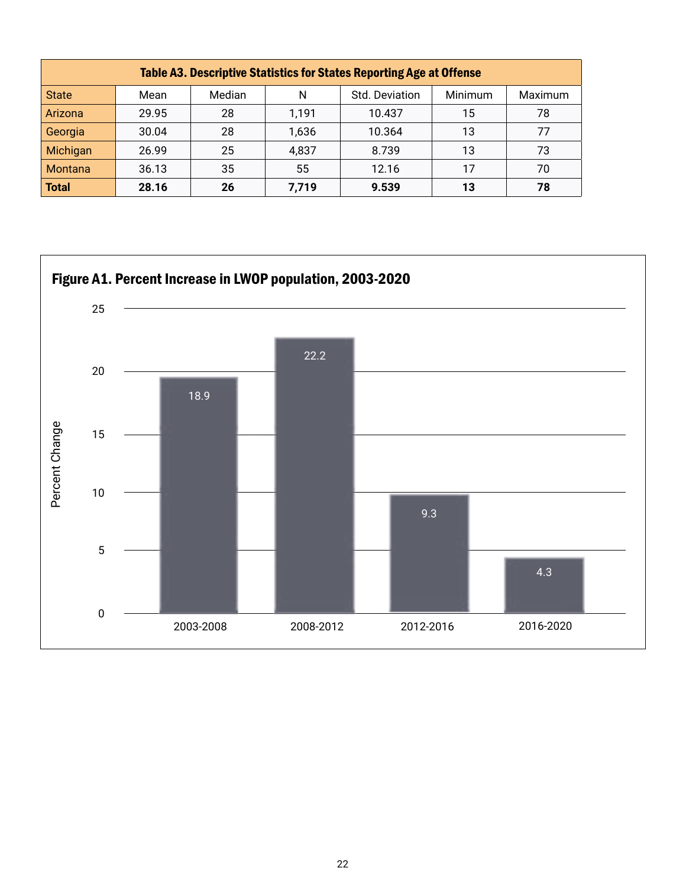**Table A3. Descriptive Statistics for States Reporting Age at Offense**

| State | Mean | Median | N | Std. Deviation | Minimum | Maximum |
|---|---|---|---|---|---|---|
| Arizona | 29.95 | 28 | 1,191 | 10.437 | 15 | 78 |
| Georgia | 30.04 | 28 | 1,636 | 10.364 | 13 | 77 |
| Michigan | 26.99 | 25 | 4,837 | 8.739 | 13 | 73 |
| Montana | 36.13 | 35 | 55 | 12.16 | 17 | 70 |
| **Total** | **28.16** | **26** | **7,719** | **9.539** | **13** | **78** |

**Figure A1. Percent Increase in LWOP population, 2003-2020**

| Period | Percent Change |
|---|---|
| 2003-2008 | 18.9 |
| 2008-2012 | 22.2 |
| 2012-2016 | 9.3 |
| 2016-2020 | 4.3 |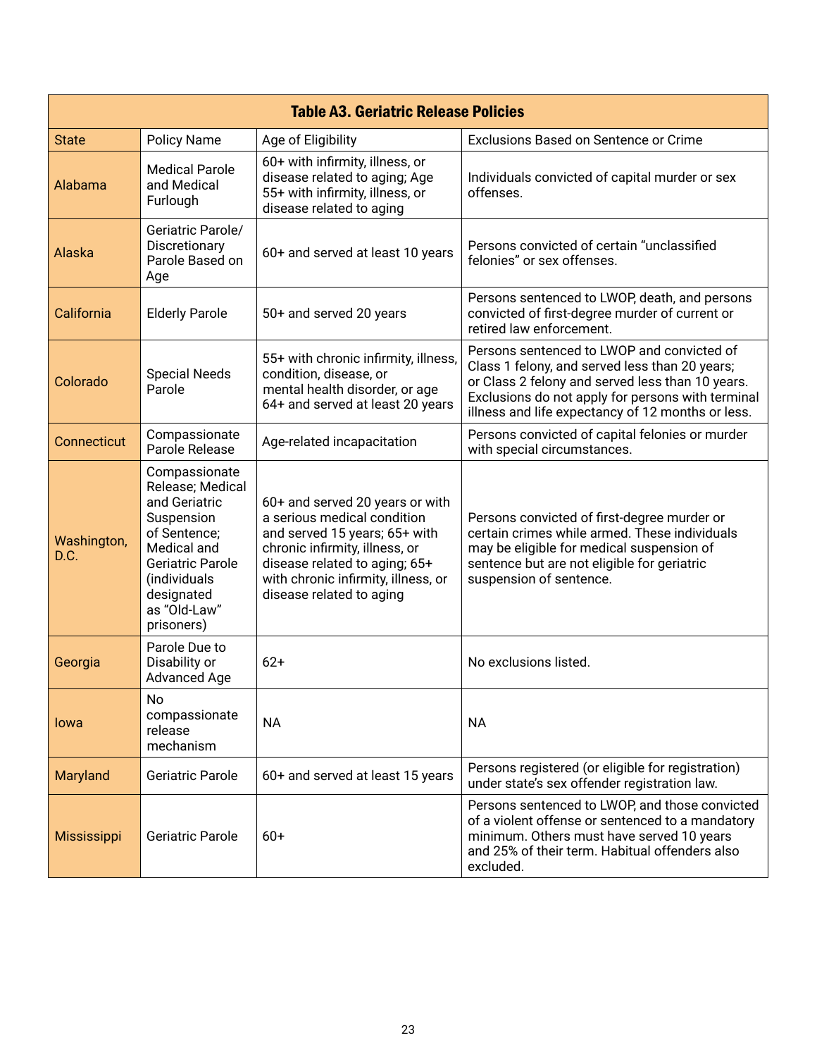**Table A3. Geriatric Release Policies**

| State | Policy Name | Age of Eligibility | Exclusions Based on Sentence or Crime |
|---|---|---|---|
| Alabama | Medical Parole and Medical Furlough | 60+ with infirmity, illness, or disease related to aging; Age 55+ with infirmity, illness, or disease related to aging | Individuals convicted of capital murder or sex offenses. |
| Alaska | Geriatric Parole/ Discretionary Parole Based on Age | 60+ and served at least 10 years | Persons convicted of certain "unclassified felonies" or sex offenses. |
| California | Elderly Parole | 50+ and served 20 years | Persons sentenced to LWOP, death, and persons convicted of first-degree murder of current or retired law enforcement. |
| Colorado | Special Needs Parole | 55+ with chronic infirmity, illness, condition, disease, or mental health disorder, or age 64+ and served at least 20 years | Persons sentenced to LWOP and convicted of Class 1 felony, and served less than 20 years; or Class 2 felony and served less than 10 years. Exclusions do not apply for persons with terminal illness and life expectancy of 12 months or less. |
| Connecticut | Compassionate Parole Release | Age-related incapacitation | Persons convicted of capital felonies or murder with special circumstances. |
| Washington, D.C. | Compassionate Release; Medical and Geriatric Suspension of Sentence; Medical and Geriatric Parole (individuals designated as "Old-Law" prisoners) | 60+ and served 20 years or with a serious medical condition and served 15 years; 65+ with chronic infirmity, illness, or disease related to aging; 65+ with chronic infirmity, illness, or disease related to aging | Persons convicted of first-degree murder or certain crimes while armed. These individuals may be eligible for medical suspension of sentence but are not eligible for geriatric suspension of sentence. |
| Georgia | Parole Due to Disability or Advanced Age | 62+ | No exclusions listed. |
| Iowa | No compassionate release mechanism | NA | NA |
| Maryland | Geriatric Parole | 60+ and served at least 15 years | Persons registered (or eligible for registration) under state's sex offender registration law. |
| Mississippi | Geriatric Parole | 60+ | Persons sentenced to LWOP, and those convicted of a violent offense or sentenced to a mandatory minimum. Others must have served 10 years and 25% of their term. Habitual offenders also excluded. |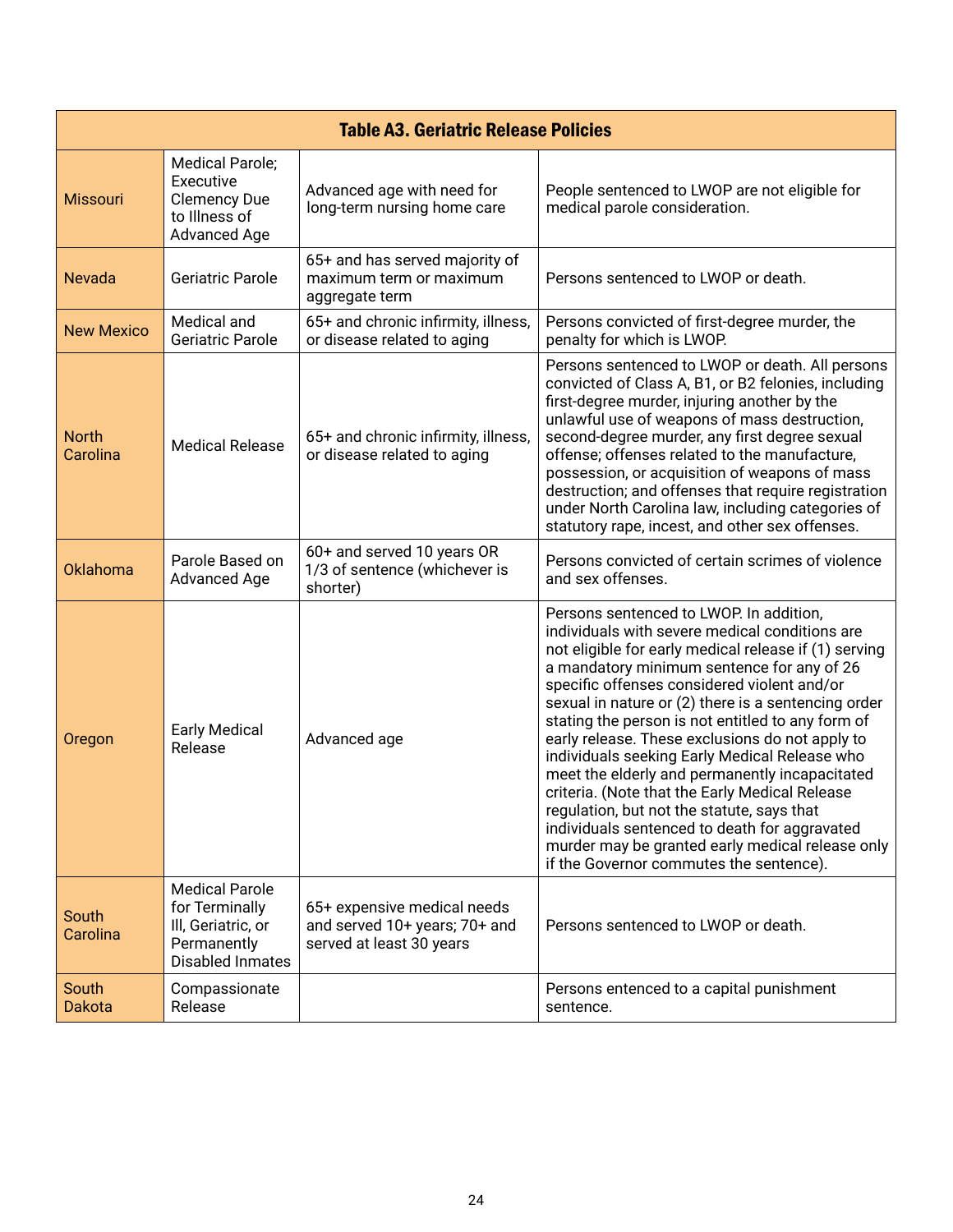**Table A3. Geriatric Release Policies**

| | | | |
|---|---|---|---|
| Missouri | Medical Parole; Executive Clemency Due to Illness of Advanced Age | Advanced age with need for long-term nursing home care | People sentenced to LWOP are not eligible for medical parole consideration. |
| Nevada | Geriatric Parole | 65+ and has served majority of maximum term or maximum aggregate term | Persons sentenced to LWOP or death. |
| New Mexico | Medical and Geriatric Parole | 65+ and chronic infirmity, illness, or disease related to aging | Persons convicted of first-degree murder, the penalty for which is LWOP. |
| North Carolina | Medical Release | 65+ and chronic infirmity, illness, or disease related to aging | Persons sentenced to LWOP or death. All persons convicted of Class A, B1, or B2 felonies, including first-degree murder, injuring another by the unlawful use of weapons of mass destruction, second-degree murder, any first degree sexual offense; offenses related to the manufacture, possession, or acquisition of weapons of mass destruction; and offenses that require registration under North Carolina law, including categories of statutory rape, incest, and other sex offenses. |
| Oklahoma | Parole Based on Advanced Age | 60+ and served 10 years OR 1/3 of sentence (whichever is shorter) | Persons convicted of certain scrimes of violence and sex offenses. |
| Oregon | Early Medical Release | Advanced age | Persons sentenced to LWOP. In addition, individuals with severe medical conditions are not eligible for early medical release if (1) serving a mandatory minimum sentence for any of 26 specific offenses considered violent and/or sexual in nature or (2) there is a sentencing order stating the person is not entitled to any form of early release. These exclusions do not apply to individuals seeking Early Medical Release who meet the elderly and permanently incapacitated criteria. (Note that the Early Medical Release regulation, but not the statute, says that individuals sentenced to death for aggravated murder may be granted early medical release only if the Governor commutes the sentence). |
| South Carolina | Medical Parole for Terminally Ill, Geriatric, or Permanently Disabled Inmates | 65+ expensive medical needs and served 10+ years; 70+ and served at least 30 years | Persons sentenced to LWOP or death. |
| South Dakota | Compassionate Release | | Persons entenced to a capital punishment sentence. |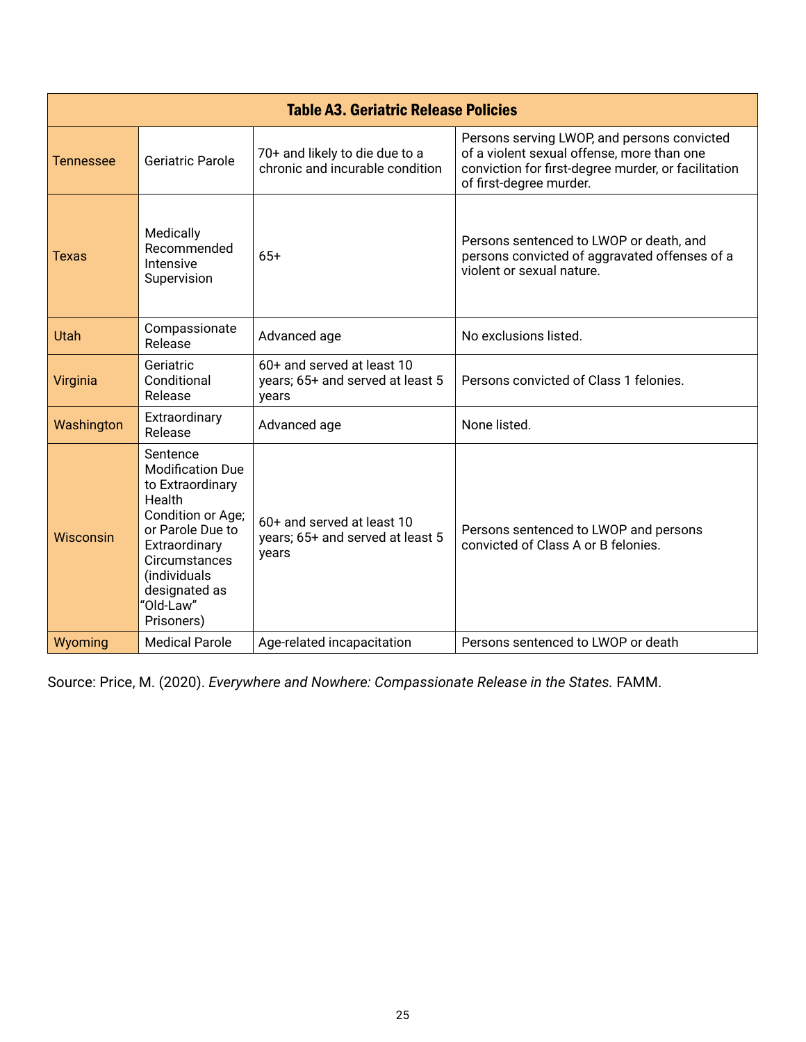| Table A3. Geriatric Release Policies | | | |
|---|---|---|---|
| Tennessee | Geriatric Parole | 70+ and likely to die due to a chronic and incurable condition | Persons serving LWOP, and persons convicted of a violent sexual offense, more than one conviction for first-degree murder, or facilitation of first-degree murder. |
| Texas | Medically Recommended Intensive Supervision | 65+ | Persons sentenced to LWOP or death, and persons convicted of aggravated offenses of a violent or sexual nature. |
| Utah | Compassionate Release | Advanced age | No exclusions listed. |
| Virginia | Geriatric Conditional Release | 60+ and served at least 10 years; 65+ and served at least 5 years | Persons convicted of Class 1 felonies. |
| Washington | Extraordinary Release | Advanced age | None listed. |
| Wisconsin | Sentence Modification Due to Extraordinary Health Condition or Age; or Parole Due to Extraordinary Circumstances (individuals designated as "Old-Law" Prisoners) | 60+ and served at least 10 years; 65+ and served at least 5 years | Persons sentenced to LWOP and persons convicted of Class A or B felonies. |
| Wyoming | Medical Parole | Age-related incapacitation | Persons sentenced to LWOP or death |

Source: Price, M. (2020). *Everywhere and Nowhere: Compassionate Release in the States.* FAMM.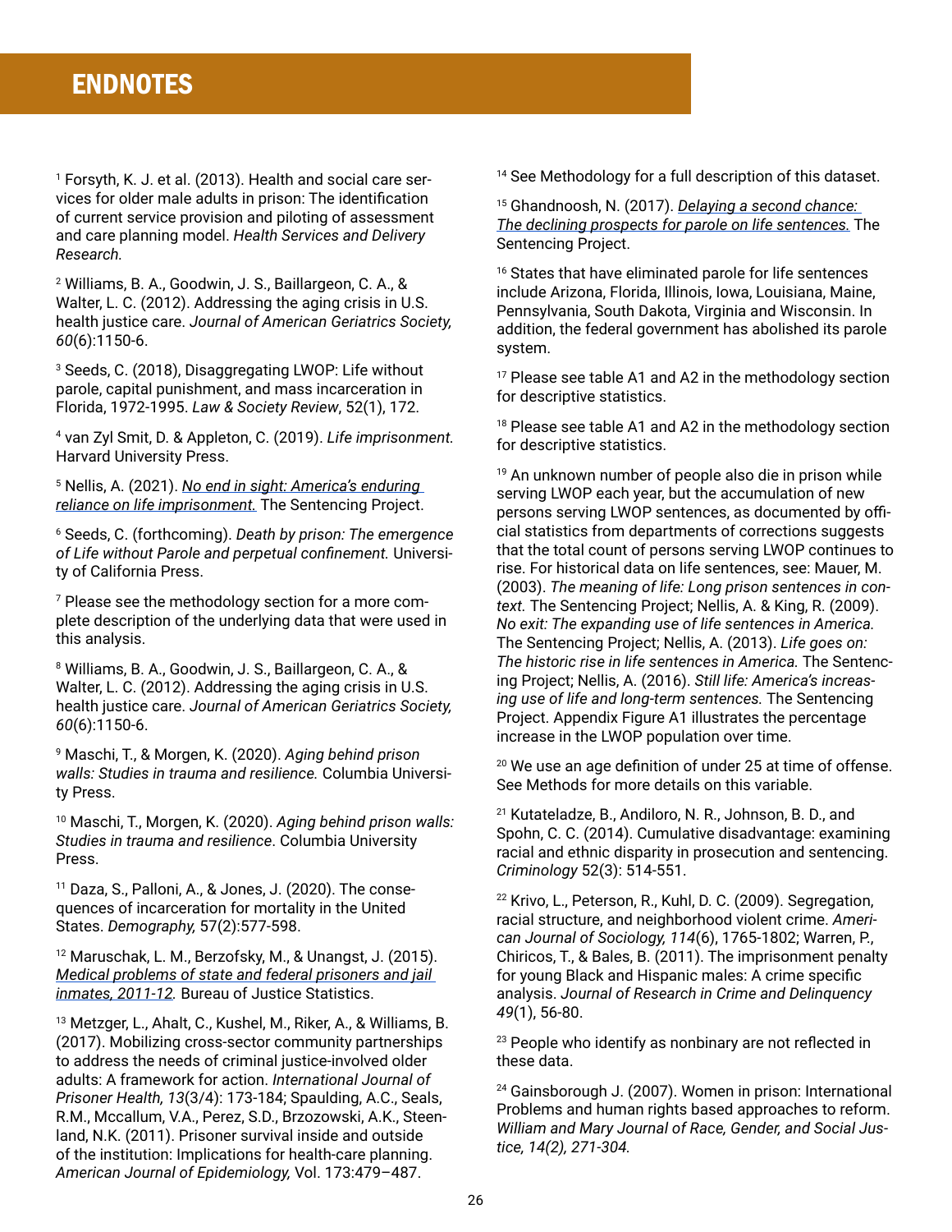# ENDNOTES

[1] Forsyth, K. J. et al. (2013). Health and social care services for older male adults in prison: The identification of current service provision and piloting of assessment and care planning model. *Health Services and Delivery Research*.

[2] Williams, B. A., Goodwin, J. S., Baillargeon, C. A., & Walter, L. C. (2012). Addressing the aging crisis in U.S. health justice care. *Journal of American Geriatrics Society, 60*(6):1150-6.

[3] Seeds, C. (2018), Disaggregating LWOP: Life without parole, capital punishment, and mass incarceration in Florida, 1972-1995. *Law & Society Review*, 52(1), 172.

[4] van Zyl Smit, D. & Appleton, C. (2019). *Life imprisonment.* Harvard University Press.

[5] Nellis, A. (2021). *No end in sight: America's enduring reliance on life imprisonment.* The Sentencing Project.

[6] Seeds, C. (forthcoming). *Death by prison: The emergence of Life without Parole and perpetual confinement.* University of California Press.

[7] Please see the methodology section for a more complete description of the underlying data that were used in this analysis.

[8] Williams, B. A., Goodwin, J. S., Baillargeon, C. A., & Walter, L. C. (2012). Addressing the aging crisis in U.S. health justice care. *Journal of American Geriatrics Society, 60*(6):1150-6.

[9] Maschi, T., & Morgen, K. (2020). *Aging behind prison walls: Studies in trauma and resilience.* Columbia University Press.

[10] Maschi, T., Morgen, K. (2020). *Aging behind prison walls: Studies in trauma and resilience*. Columbia University Press.

[11] Daza, S., Palloni, A., & Jones, J. (2020). The consequences of incarceration for mortality in the United States. *Demography,* 57(2):577-598.

[12] Maruschak, L. M., Berzofsky, M., & Unangst, J. (2015). *Medical problems of state and federal prisoners and jail inmates, 2011-12.* Bureau of Justice Statistics.

[13] Metzger, L., Ahalt, C., Kushel, M., Riker, A., & Williams, B. (2017). Mobilizing cross-sector community partnerships to address the needs of criminal justice-involved older adults: A framework for action. *International Journal of Prisoner Health, 13*(3/4): 173-184; Spaulding, A.C., Seals, R.M., Mccallum, V.A., Perez, S.D., Brzozowski, A.K., Steenland, N.K. (2011). Prisoner survival inside and outside of the institution: Implications for health-care planning. *American Journal of Epidemiology,* Vol. 173:479–487.

[14] See Methodology for a full description of this dataset.

[15] Ghandnoosh, N. (2017). *Delaying a second chance: The declining prospects for parole on life sentences.* The Sentencing Project.

[16] States that have eliminated parole for life sentences include Arizona, Florida, Illinois, Iowa, Louisiana, Maine, Pennsylvania, South Dakota, Virginia and Wisconsin. In addition, the federal government has abolished its parole system.

[17] Please see table A1 and A2 in the methodology section for descriptive statistics.

[18] Please see table A1 and A2 in the methodology section for descriptive statistics.

[19] An unknown number of people also die in prison while serving LWOP sentences each year, but the accumulation of new persons serving LWOP sentences, as documented by official statistics from departments of corrections suggests that the total count of persons serving LWOP continues to rise. For historical data on life sentences, see: Mauer, M. (2003). *The meaning of life: Long prison sentences in context.* The Sentencing Project; Nellis, A. & King, R. (2009). *No exit: The expanding use of life sentences in America.* The Sentencing Project; Nellis, A. (2013). *Life goes on: The historic rise in life sentences in America.* The Sentencing Project; Nellis, A. (2016). *Still life: America's increasing use of life and long-term sentences.* The Sentencing Project. Appendix Figure A1 illustrates the percentage increase in the LWOP population over time.

[20] We use an age definition of under 25 at time of offense. See Methods for more details on this variable.

[21] Kutateladze, B., Andiloro, N. R., Johnson, B. D., and Spohn, C. C. (2014). Cumulative disadvantage: examining racial and ethnic disparity in prosecution and sentencing. *Criminology* 52(3): 514-551.

[22] Krivo, L., Peterson, R., Kuhl, D. C. (2009). Segregation, racial structure, and neighborhood violent crime. *American Journal of Sociology, 114*(6), 1765-1802; Warren, P., Chiricos, T., & Bales, B. (2011). The imprisonment penalty for young Black and Hispanic males: A crime specific analysis. *Journal of Research in Crime and Delinquency 49*(1), 56-80.

[23] People who identify as nonbinary are not reflected in these data.

[24] Gainsborough J. (2007). Women in prison: International Problems and human rights based approaches to reform. *William and Mary Journal of Race, Gender, and Social Justice, 14(2), 271-304.*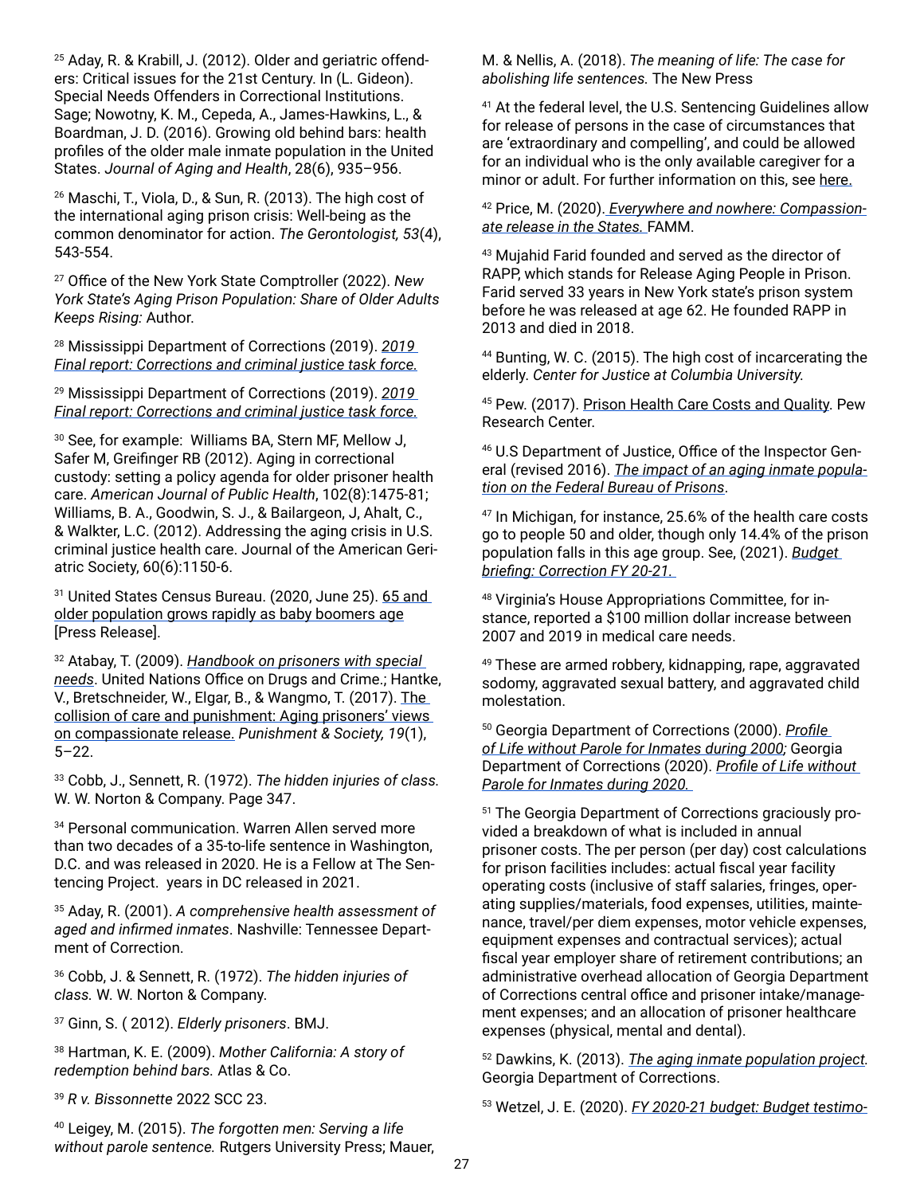[25] Aday, R. & Krabill, J. (2012). Older and geriatric offenders: Critical issues for the 21st Century. In (L. Gideon). Special Needs Offenders in Correctional Institutions. Sage; Nowotny, K. M., Cepeda, A., James-Hawkins, L., & Boardman, J. D. (2016). Growing old behind bars: health profiles of the older male inmate population in the United States. *Journal of Aging and Health*, 28(6), 935–956.

[26] Maschi, T., Viola, D., & Sun, R. (2013). The high cost of the international aging prison crisis: Well-being as the common denominator for action. *The Gerontologist, 53*(4), 543-554.

[27] Office of the New York State Comptroller (2022). *New York State's Aging Prison Population: Share of Older Adults Keeps Rising:* Author.

[28] Mississippi Department of Corrections (2019). *2019 Final report: Corrections and criminal justice task force.*

[29] Mississippi Department of Corrections (2019). *2019 Final report: Corrections and criminal justice task force.*

[30] See, for example: Williams BA, Stern MF, Mellow J, Safer M, Greifinger RB (2012). Aging in correctional custody: setting a policy agenda for older prisoner health care. *American Journal of Public Health*, 102(8):1475-81; Williams, B. A., Goodwin, S. J., & Bailargeon, J, Ahalt, C., & Walkter, L.C. (2012). Addressing the aging crisis in U.S. criminal justice health care. Journal of the American Geriatric Society, 60(6):1150-6.

[31] United States Census Bureau. (2020, June 25). 65 and older population grows rapidly as baby boomers age [Press Release].

[32] Atabay, T. (2009). *Handbook on prisoners with special needs*. United Nations Office on Drugs and Crime.; Hantke, V., Bretschneider, W., Elgar, B., & Wangmo, T. (2017). The collision of care and punishment: Aging prisoners' views on compassionate release. *Punishment & Society, 19*(1), 5–22.

[33] Cobb, J., Sennett, R. (1972). *The hidden injuries of class.* W. W. Norton & Company. Page 347.

[34] Personal communication. Warren Allen served more than two decades of a 35-to-life sentence in Washington, D.C. and was released in 2020. He is a Fellow at The Sentencing Project. years in DC released in 2021.

[35] Aday, R. (2001). *A comprehensive health assessment of aged and infirmed inmates*. Nashville: Tennessee Department of Correction.

[36] Cobb, J. & Sennett, R. (1972). *The hidden injuries of class.* W. W. Norton & Company.

[37] Ginn, S. ( 2012). *Elderly prisoners*. BMJ.

[38] Hartman, K. E. (2009). *Mother California: A story of redemption behind bars.* Atlas & Co.

[39] *R v. Bissonnette* 2022 SCC 23.

[40] Leigey, M. (2015). *The forgotten men: Serving a life without parole sentence.* Rutgers University Press; Mauer, M. & Nellis, A. (2018). *The meaning of life: The case for abolishing life sentences.* The New Press

[41] At the federal level, the U.S. Sentencing Guidelines allow for release of persons in the case of circumstances that are 'extraordinary and compelling', and could be allowed for an individual who is the only available caregiver for a minor or adult. For further information on this, see here.

[42] Price, M. (2020). *Everywhere and nowhere: Compassionate release in the States.* FAMM.

[43] Mujahid Farid founded and served as the director of RAPP, which stands for Release Aging People in Prison. Farid served 33 years in New York state's prison system before he was released at age 62. He founded RAPP in 2013 and died in 2018.

[44] Bunting, W. C. (2015). The high cost of incarcerating the elderly. *Center for Justice at Columbia University.*

[45] Pew. (2017). Prison Health Care Costs and Quality. Pew Research Center.

[46] U.S Department of Justice, Office of the Inspector General (revised 2016). *The impact of an aging inmate population on the Federal Bureau of Prisons*.

[47] In Michigan, for instance, 25.6% of the health care costs go to people 50 and older, though only 14.4% of the prison population falls in this age group. See, (2021). *Budget briefing: Correction FY 20-21.*

[48] Virginia's House Appropriations Committee, for instance, reported a $100 million dollar increase between 2007 and 2019 in medical care needs.

[49] These are armed robbery, kidnapping, rape, aggravated sodomy, aggravated sexual battery, and aggravated child molestation.

[50] Georgia Department of Corrections (2000). *Profile of Life without Parole for Inmates during 2000;* Georgia Department of Corrections (2020). *Profile of Life without Parole for Inmates during 2020.*

[51] The Georgia Department of Corrections graciously provided a breakdown of what is included in annual prisoner costs. The per person (per day) cost calculations for prison facilities includes: actual fiscal year facility operating costs (inclusive of staff salaries, fringes, operating supplies/materials, food expenses, utilities, maintenance, travel/per diem expenses, motor vehicle expenses, equipment expenses and contractual services); actual fiscal year employer share of retirement contributions; an administrative overhead allocation of Georgia Department of Corrections central office and prisoner intake/management expenses; and an allocation of prisoner healthcare expenses (physical, mental and dental).

[52] Dawkins, K. (2013). *The aging inmate population project.* Georgia Department of Corrections.

[53] Wetzel, J. E. (2020). *FY 2020-21 budget: Budget testimo-*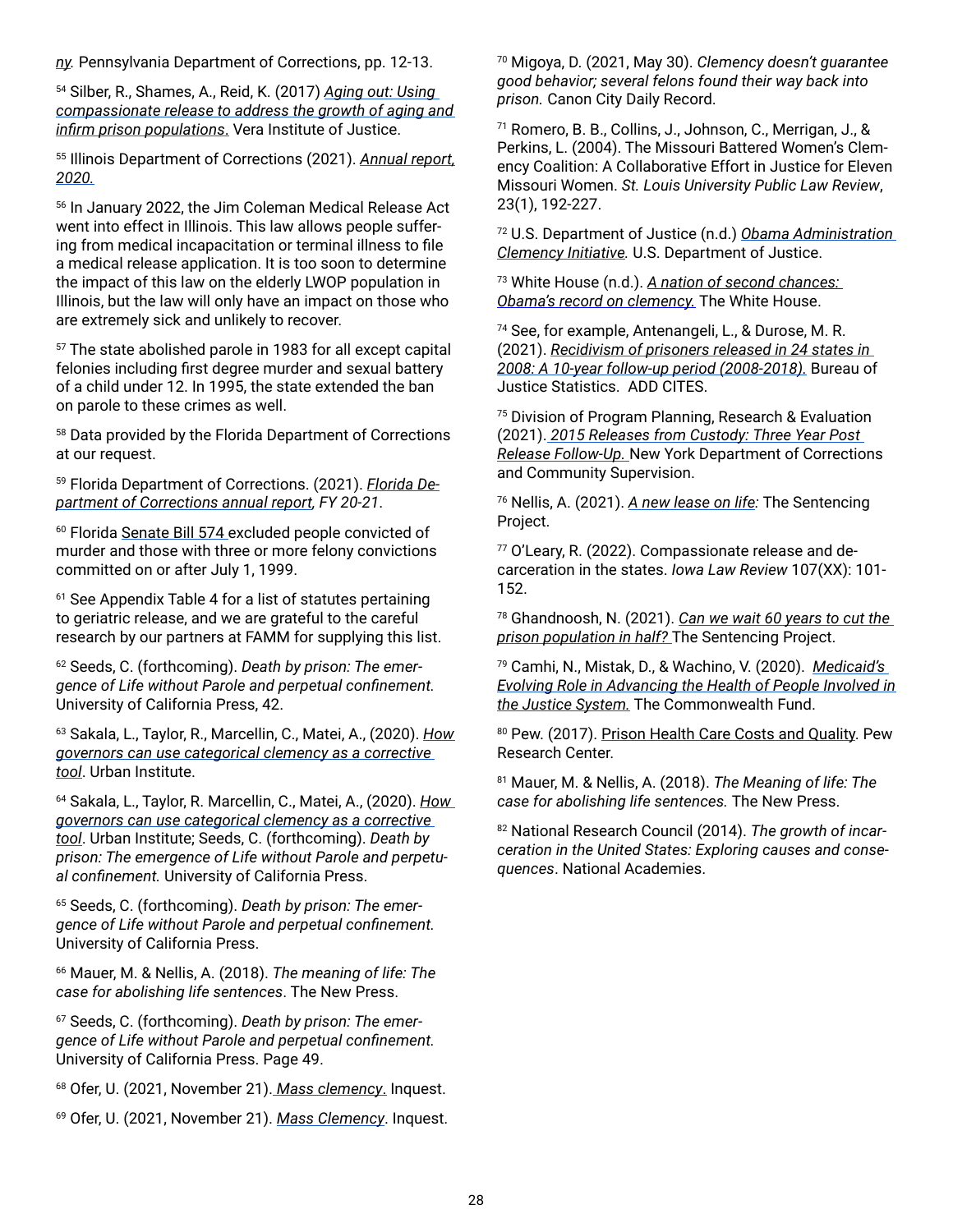*ny.* Pennsylvania Department of Corrections, pp. 12-13.

[54] Silber, R., Shames, A., Reid, K. (2017) *Aging out: Using compassionate release to address the growth of aging and infirm prison populations*. Vera Institute of Justice.

[55] Illinois Department of Corrections (2021). *Annual report, 2020.*

[56] In January 2022, the Jim Coleman Medical Release Act went into effect in Illinois. This law allows people suffering from medical incapacitation or terminal illness to file a medical release application. It is too soon to determine the impact of this law on the elderly LWOP population in Illinois, but the law will only have an impact on those who are extremely sick and unlikely to recover.

[57] The state abolished parole in 1983 for all except capital felonies including first degree murder and sexual battery of a child under 12. In 1995, the state extended the ban on parole to these crimes as well.

[58] Data provided by the Florida Department of Corrections at our request.

[59] Florida Department of Corrections. (2021). *Florida Department of Corrections annual report, FY 20-21*.

[60] Florida Senate Bill 574 excluded people convicted of murder and those with three or more felony convictions committed on or after July 1, 1999.

[61] See Appendix Table 4 for a list of statutes pertaining to geriatric release, and we are grateful to the careful research by our partners at FAMM for supplying this list.

[62] Seeds, C. (forthcoming). *Death by prison: The emergence of Life without Parole and perpetual confinement.* University of California Press, 42.

[63] Sakala, L., Taylor, R., Marcellin, C., Matei, A., (2020). *How governors can use categorical clemency as a corrective tool*. Urban Institute.

[64] Sakala, L., Taylor, R. Marcellin, C., Matei, A., (2020). *How governors can use categorical clemency as a corrective tool*. Urban Institute; Seeds, C. (forthcoming). *Death by prison: The emergence of Life without Parole and perpetual confinement.* University of California Press.

[65] Seeds, C. (forthcoming). *Death by prison: The emergence of Life without Parole and perpetual confinement.* University of California Press.

[66] Mauer, M. & Nellis, A. (2018). *The meaning of life: The case for abolishing life sentences*. The New Press.

[67] Seeds, C. (forthcoming). *Death by prison: The emergence of Life without Parole and perpetual confinement.* University of California Press. Page 49.

[68] Ofer, U. (2021, November 21). *Mass clemency*. Inquest.

[69] Ofer, U. (2021, November 21). *Mass Clemency*. Inquest.

[70] Migoya, D. (2021, May 30). *Clemency doesn't guarantee good behavior; several felons found their way back into prison.* Canon City Daily Record.

[71] Romero, B. B., Collins, J., Johnson, C., Merrigan, J., & Perkins, L. (2004). The Missouri Battered Women's Clemency Coalition: A Collaborative Effort in Justice for Eleven Missouri Women. *St. Louis University Public Law Review*, 23(1), 192-227.

[72] U.S. Department of Justice (n.d.) *Obama Administration Clemency Initiative.* U.S. Department of Justice.

[73] White House (n.d.). *A nation of second chances: Obama's record on clemency.* The White House.

[74] See, for example, Antenangeli, L., & Durose, M. R. (2021). *Recidivism of prisoners released in 24 states in 2008: A 10-year follow-up period (2008-2018).* Bureau of Justice Statistics. ADD CITES.

[75] Division of Program Planning, Research & Evaluation (2021). *2015 Releases from Custody: Three Year Post Release Follow-Up.* New York Department of Corrections and Community Supervision.

[76] Nellis, A. (2021). *A new lease on life:* The Sentencing Project.

[77] O'Leary, R. (2022). Compassionate release and decarceration in the states. *Iowa Law Review* 107(XX): 101-152.

[78] Ghandnoosh, N. (2021). *Can we wait 60 years to cut the prison population in half?* The Sentencing Project.

[79] Camhi, N., Mistak, D., & Wachino, V. (2020). *Medicaid's Evolving Role in Advancing the Health of People Involved in the Justice System.* The Commonwealth Fund.

[80] Pew. (2017). Prison Health Care Costs and Quality. Pew Research Center.

[81] Mauer, M. & Nellis, A. (2018). *The Meaning of life: The case for abolishing life sentences.* The New Press.

[82] National Research Council (2014). *The growth of incarceration in the United States: Exploring causes and consequences*. National Academies.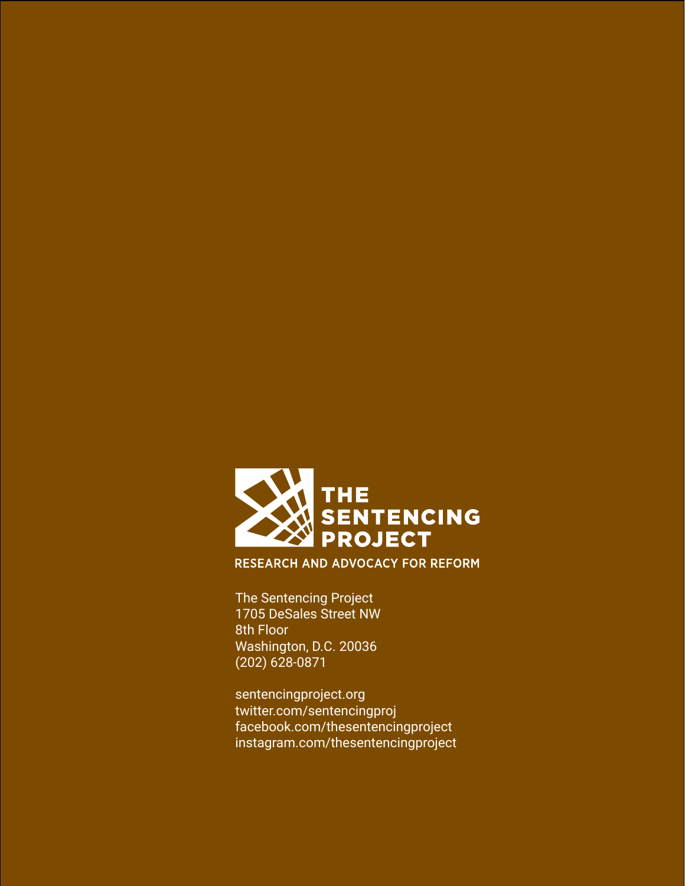THE SENTENCING PROJECT

RESEARCH AND ADVOCACY FOR REFORM

The Sentencing Project
1705 DeSales Street NW
8th Floor
Washington, D.C. 20036
(202) 628-0871

sentencingproject.org
twitter.com/sentencingproj
facebook.com/thesentencingproject
instagram.com/thesentencingproject